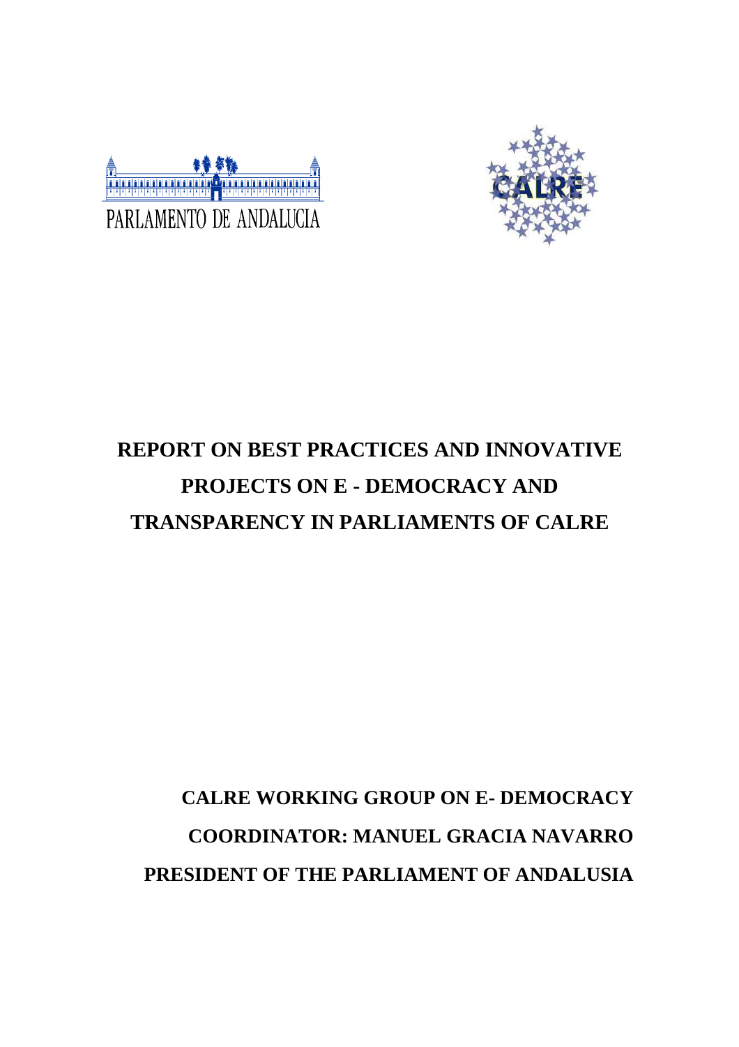PARLAMENTO DE ANDALUCIA

CALRE

# REPORT ON BEST PRACTICES AND INNOVATIVE PROJECTS ON E - DEMOCRACY AND TRANSPARENCY IN PARLIAMENTS OF CALRE

**CALRE WORKING GROUP ON E- DEMOCRACY**

**COORDINATOR: MANUEL GRACIA NAVARRO**

**PRESIDENT OF THE PARLIAMENT OF ANDALUSIA**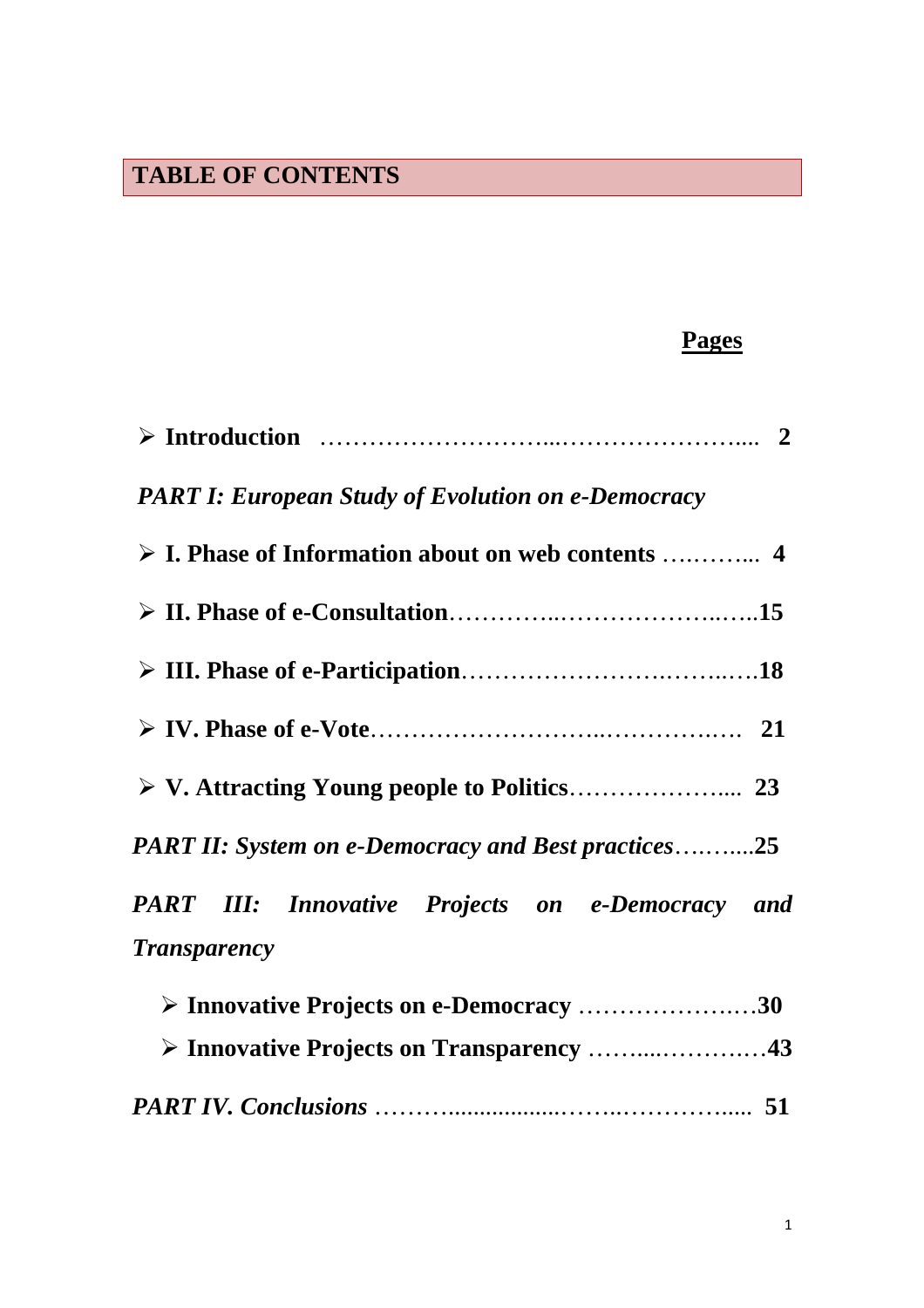# TABLE OF CONTENTS

**Pages**

- **Introduction** ……………………………..………………….... **2**

*PART I: European Study of Evolution on e-Democracy*

- **I. Phase of Information about on web contents** …..……... **4**
- **II. Phase of e-Consultation**…………..………………..…..**15**
- **III. Phase of e-Participation**…………………….……..….**18**
- **IV. Phase of e-Vote**………………………..…………..…. **21**
- **V. Attracting Young people to Politics**………………..... **23**

***PART II: System on e-Democracy and Best practices***…..…....**25**

***PART III: Innovative Projects on e-Democracy and Transparency***

- **Innovative Projects on e-Democracy** ………………..…**30**
- **Innovative Projects on Transparency** ……....…………**43**

***PART IV. Conclusions*** ………..................…….………….... **51**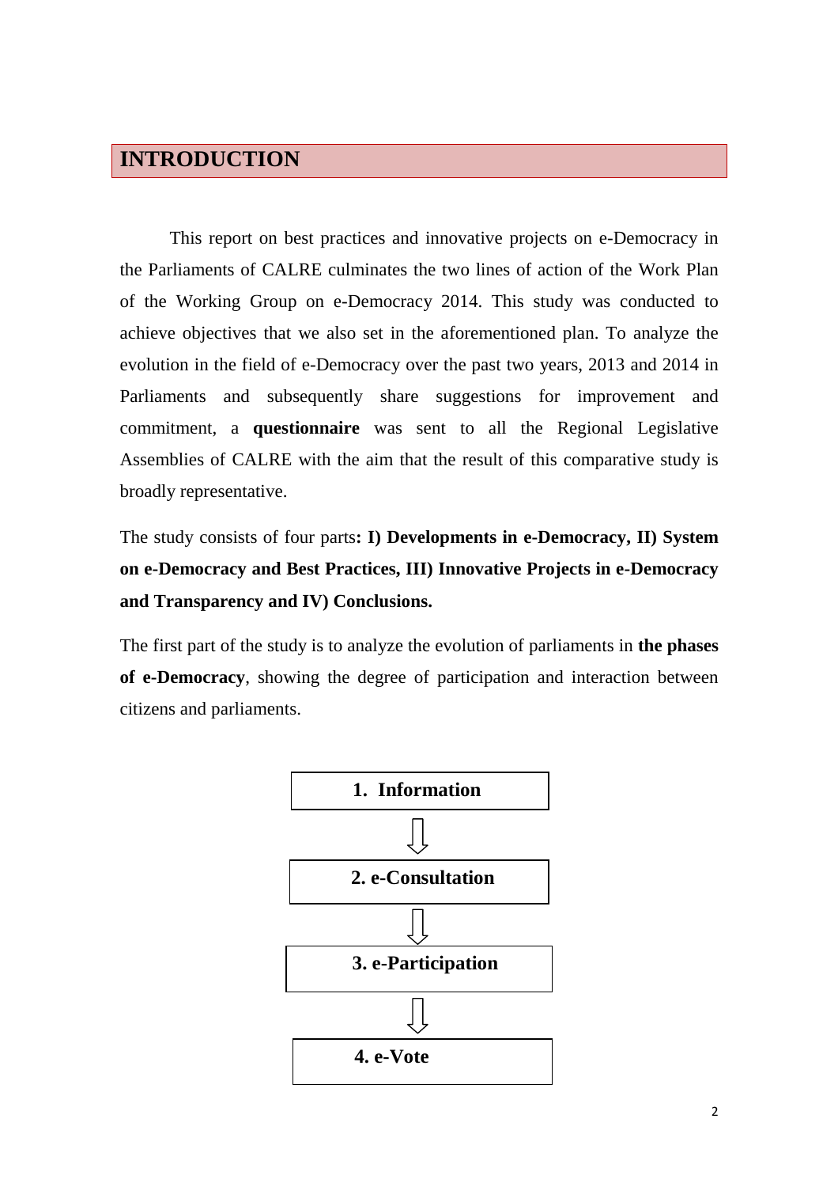# INTRODUCTION

This report on best practices and innovative projects on e-Democracy in the Parliaments of CALRE culminates the two lines of action of the Work Plan of the Working Group on e-Democracy 2014. This study was conducted to achieve objectives that we also set in the aforementioned plan. To analyze the evolution in the field of e-Democracy over the past two years, 2013 and 2014 in Parliaments and subsequently share suggestions for improvement and commitment, a **questionnaire** was sent to all the Regional Legislative Assemblies of CALRE with the aim that the result of this comparative study is broadly representative.

The study consists of four parts**: I) Developments in e-Democracy, II) System on e-Democracy and Best Practices, III) Innovative Projects in e-Democracy and Transparency and IV) Conclusions.**

The first part of the study is to analyze the evolution of parliaments in **the phases of e-Democracy**, showing the degree of participation and interaction between citizens and parliaments.

**1. Information**

⇩

**2. e-Consultation**

⇩

**3. e-Participation**

⇩

**4. e-Vote**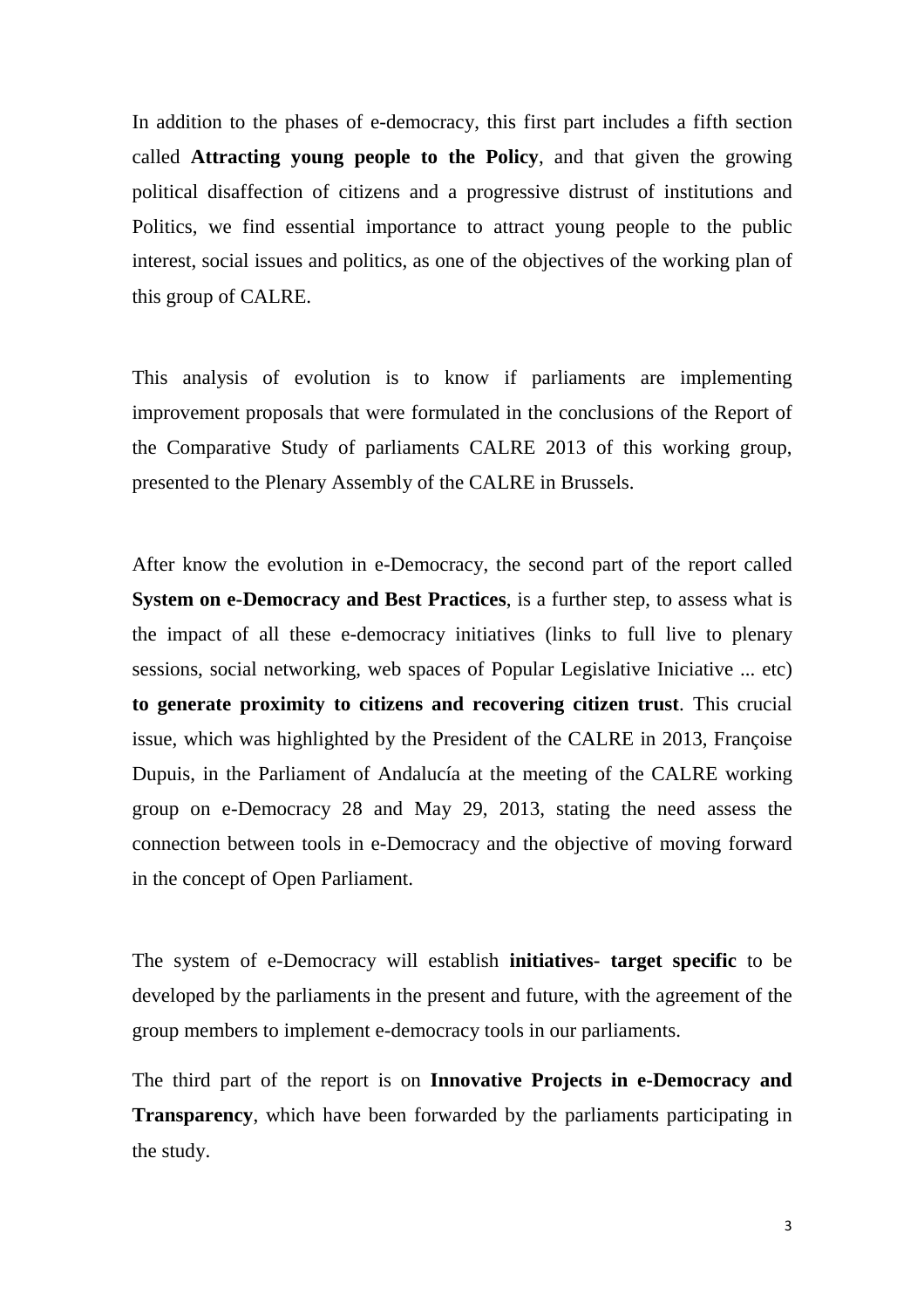In addition to the phases of e-democracy, this first part includes a fifth section called **Attracting young people to the Policy**, and that given the growing political disaffection of citizens and a progressive distrust of institutions and Politics, we find essential importance to attract young people to the public interest, social issues and politics, as one of the objectives of the working plan of this group of CALRE.

This analysis of evolution is to know if parliaments are implementing improvement proposals that were formulated in the conclusions of the Report of the Comparative Study of parliaments CALRE 2013 of this working group, presented to the Plenary Assembly of the CALRE in Brussels.

After know the evolution in e-Democracy, the second part of the report called **System on e-Democracy and Best Practices**, is a further step, to assess what is the impact of all these e-democracy initiatives (links to full live to plenary sessions, social networking, web spaces of Popular Legislative Iniciative ... etc) **to generate proximity to citizens and recovering citizen trust**. This crucial issue, which was highlighted by the President of the CALRE in 2013, Françoise Dupuis, in the Parliament of Andalucía at the meeting of the CALRE working group on e-Democracy 28 and May 29, 2013, stating the need assess the connection between tools in e-Democracy and the objective of moving forward in the concept of Open Parliament.

The system of e-Democracy will establish **initiatives- target specific** to be developed by the parliaments in the present and future, with the agreement of the group members to implement e-democracy tools in our parliaments.

The third part of the report is on **Innovative Projects in e-Democracy and Transparency**, which have been forwarded by the parliaments participating in the study.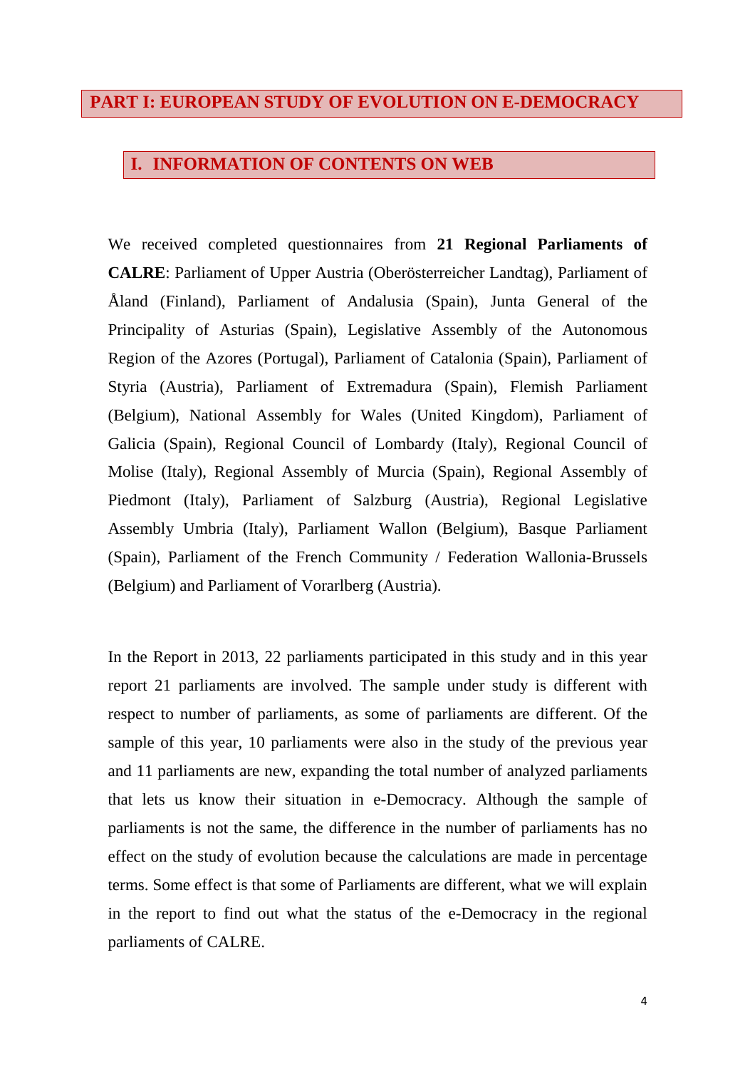# PART I: EUROPEAN STUDY OF EVOLUTION ON E-DEMOCRACY

## I. INFORMATION OF CONTENTS ON WEB

We received completed questionnaires from **21 Regional Parliaments of CALRE**: Parliament of Upper Austria (Oberösterreicher Landtag), Parliament of Åland (Finland), Parliament of Andalusia (Spain), Junta General of the Principality of Asturias (Spain), Legislative Assembly of the Autonomous Region of the Azores (Portugal), Parliament of Catalonia (Spain), Parliament of Styria (Austria), Parliament of Extremadura (Spain), Flemish Parliament (Belgium), National Assembly for Wales (United Kingdom), Parliament of Galicia (Spain), Regional Council of Lombardy (Italy), Regional Council of Molise (Italy), Regional Assembly of Murcia (Spain), Regional Assembly of Piedmont (Italy), Parliament of Salzburg (Austria), Regional Legislative Assembly Umbria (Italy), Parliament Wallon (Belgium), Basque Parliament (Spain), Parliament of the French Community / Federation Wallonia-Brussels (Belgium) and Parliament of Vorarlberg (Austria).

In the Report in 2013, 22 parliaments participated in this study and in this year report 21 parliaments are involved. The sample under study is different with respect to number of parliaments, as some of parliaments are different. Of the sample of this year, 10 parliaments were also in the study of the previous year and 11 parliaments are new, expanding the total number of analyzed parliaments that lets us know their situation in e-Democracy. Although the sample of parliaments is not the same, the difference in the number of parliaments has no effect on the study of evolution because the calculations are made in percentage terms. Some effect is that some of Parliaments are different, what we will explain in the report to find out what the status of the e-Democracy in the regional parliaments of CALRE.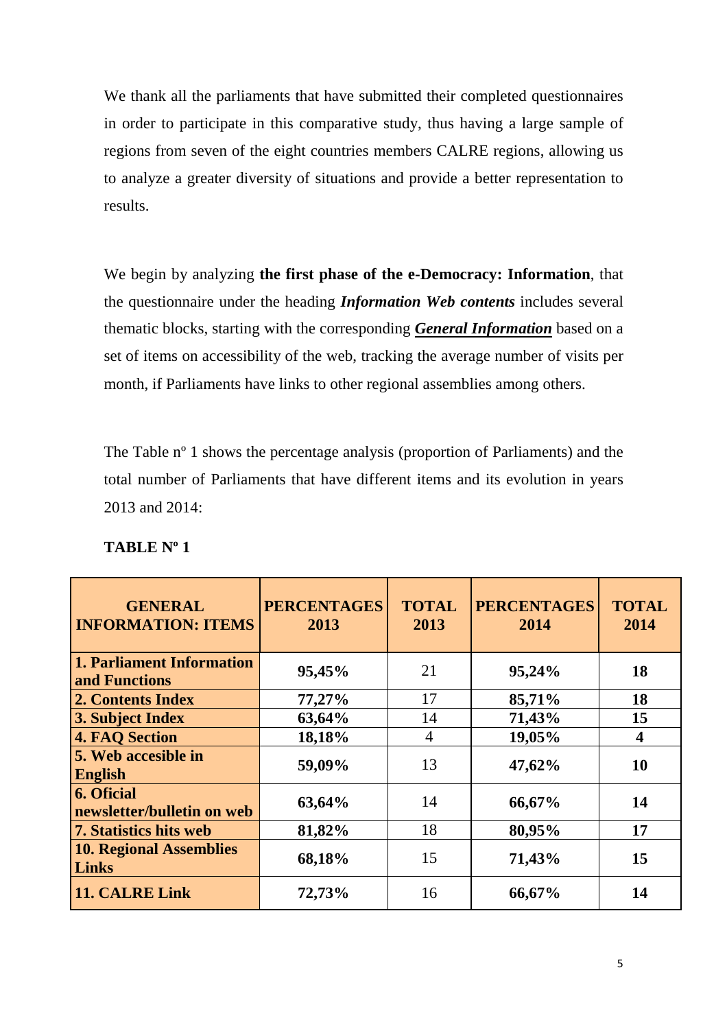We thank all the parliaments that have submitted their completed questionnaires in order to participate in this comparative study, thus having a large sample of regions from seven of the eight countries members CALRE regions, allowing us to analyze a greater diversity of situations and provide a better representation to results.

We begin by analyzing **the first phase of the e-Democracy: Information**, that the questionnaire under the heading ***Information Web contents*** includes several thematic blocks, starting with the corresponding ***General Information*** based on a set of items on accessibility of the web, tracking the average number of visits per month, if Parliaments have links to other regional assemblies among others.

The Table nº 1 shows the percentage analysis (proportion of Parliaments) and the total number of Parliaments that have different items and its evolution in years 2013 and 2014:

**TABLE Nº 1**

| GENERAL INFORMATION: ITEMS | PERCENTAGES 2013 | TOTAL 2013 | PERCENTAGES 2014 | TOTAL 2014 |
|---|---|---|---|---|
| **1. Parliament Information and Functions** | **95,45%** | 21 | **95,24%** | **18** |
| **2. Contents Index** | **77,27%** | 17 | **85,71%** | **18** |
| **3. Subject Index** | **63,64%** | 14 | **71,43%** | **15** |
| **4. FAQ Section** | **18,18%** | 4 | **19,05%** | **4** |
| **5. Web accesible in English** | **59,09%** | 13 | **47,62%** | **10** |
| **6. Oficial newsletter/bulletin on web** | **63,64%** | 14 | **66,67%** | **14** |
| **7. Statistics hits web** | **81,82%** | 18 | **80,95%** | **17** |
| **10. Regional Assemblies Links** | **68,18%** | 15 | **71,43%** | **15** |
| **11. CALRE Link** | **72,73%** | 16 | **66,67%** | **14** |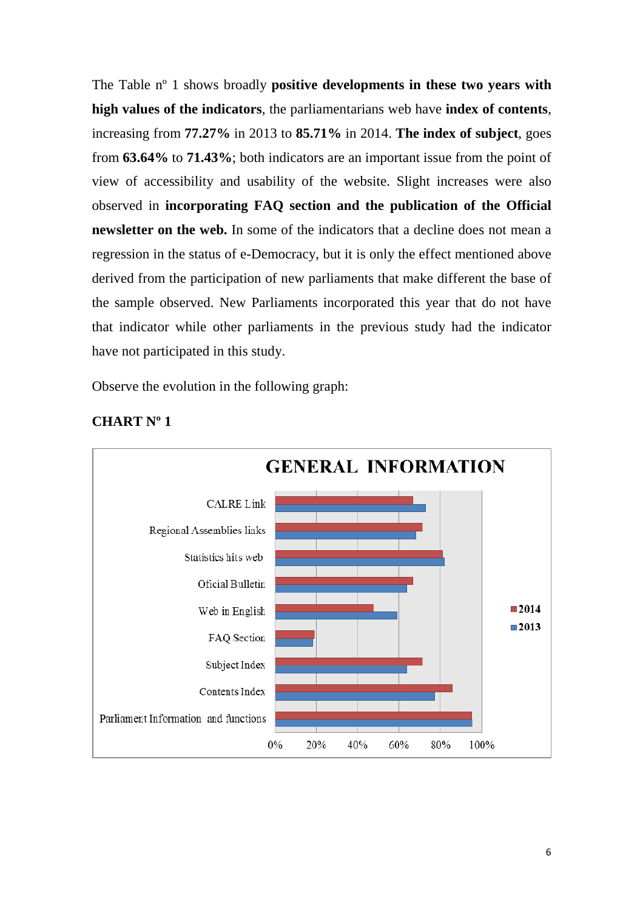The Table nº 1 shows broadly **positive developments in these two years with high values of the indicators**, the parliamentarians web have **index of contents**, increasing from **77.27%** in 2013 to **85.71%** in 2014. **The index of subject**, goes from **63.64%** to **71.43%**; both indicators are an important issue from the point of view of accessibility and usability of the website. Slight increases were also observed in **incorporating FAQ section and the publication of the Official newsletter on the web.** In some of the indicators that a decline does not mean a regression in the status of e-Democracy, but it is only the effect mentioned above derived from the participation of new parliaments that make different the base of the sample observed. New Parliaments incorporated this year that do not have that indicator while other parliaments in the previous study had the indicator have not participated in this study.

Observe the evolution in the following graph:

**CHART Nº 1**

**GENERAL INFORMATION**

Categories (2014 and 2013): CALRE Link; Regional Assemblies links; Statistics hits web; Oficial Bulletin; Web in English; FAQ Section; Subject Index; Contents Index; Parliament Information and functions

Axis: 0%, 20%, 40%, 60%, 80%, 100%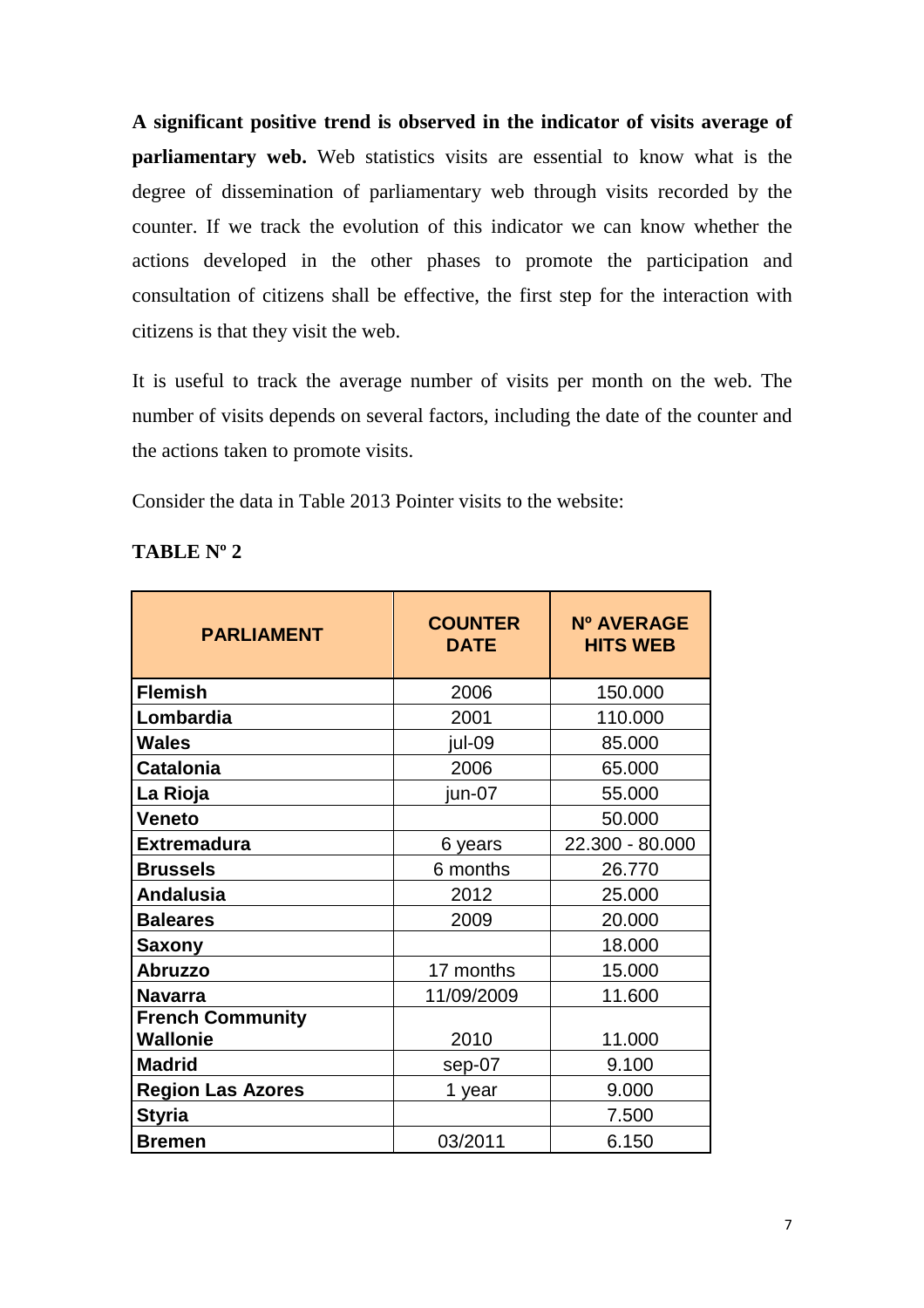**A significant positive trend is observed in the indicator of visits average of parliamentary web.** Web statistics visits are essential to know what is the degree of dissemination of parliamentary web through visits recorded by the counter. If we track the evolution of this indicator we can know whether the actions developed in the other phases to promote the participation and consultation of citizens shall be effective, the first step for the interaction with citizens is that they visit the web.

It is useful to track the average number of visits per month on the web. The number of visits depends on several factors, including the date of the counter and the actions taken to promote visits.

Consider the data in Table 2013 Pointer visits to the website:

**TABLE Nº 2**

| PARLIAMENT | COUNTER DATE | Nº AVERAGE HITS WEB |
|---|---|---|
| **Flemish** | 2006 | 150.000 |
| **Lombardia** | 2001 | 110.000 |
| **Wales** | jul-09 | 85.000 |
| **Catalonia** | 2006 | 65.000 |
| **La Rioja** | jun-07 | 55.000 |
| **Veneto** | | 50.000 |
| **Extremadura** | 6 years | 22.300 - 80.000 |
| **Brussels** | 6 months | 26.770 |
| **Andalusia** | 2012 | 25.000 |
| **Baleares** | 2009 | 20.000 |
| **Saxony** | | 18.000 |
| **Abruzzo** | 17 months | 15.000 |
| **Navarra** | 11/09/2009 | 11.600 |
| **French Community Wallonie** | 2010 | 11.000 |
| **Madrid** | sep-07 | 9.100 |
| **Region Las Azores** | 1 year | 9.000 |
| **Styria** | | 7.500 |
| **Bremen** | 03/2011 | 6.150 |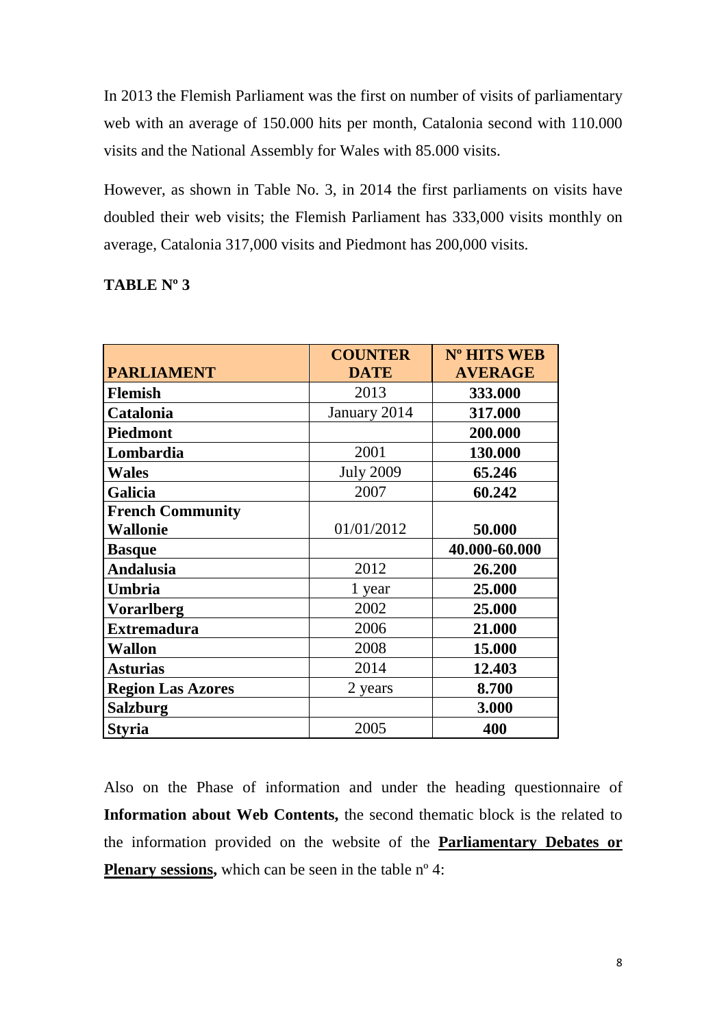In 2013 the Flemish Parliament was the first on number of visits of parliamentary web with an average of 150.000 hits per month, Catalonia second with 110.000 visits and the National Assembly for Wales with 85.000 visits.

However, as shown in Table No. 3, in 2014 the first parliaments on visits have doubled their web visits; the Flemish Parliament has 333,000 visits monthly on average, Catalonia 317,000 visits and Piedmont has 200,000 visits.

**TABLE Nº 3**

| PARLIAMENT | COUNTER DATE | Nº HITS WEB AVERAGE |
|---|---|---|
| **Flemish** | 2013 | **333.000** |
| **Catalonia** | January 2014 | **317.000** |
| **Piedmont** | | **200.000** |
| **Lombardia** | 2001 | **130.000** |
| **Wales** | July 2009 | **65.246** |
| **Galicia** | 2007 | **60.242** |
| **French Community Wallonie** | 01/01/2012 | **50.000** |
| **Basque** | | **40.000-60.000** |
| **Andalusia** | 2012 | **26.200** |
| **Umbria** | 1 year | **25.000** |
| **Vorarlberg** | 2002 | **25.000** |
| **Extremadura** | 2006 | **21.000** |
| **Wallon** | 2008 | **15.000** |
| **Asturias** | 2014 | **12.403** |
| **Region Las Azores** | 2 years | **8.700** |
| **Salzburg** | | **3.000** |
| **Styria** | 2005 | **400** |

Also on the Phase of information and under the heading questionnaire of **Information about Web Contents,** the second thematic block is the related to the information provided on the website of the **Parliamentary Debates or Plenary sessions,** which can be seen in the table nº 4: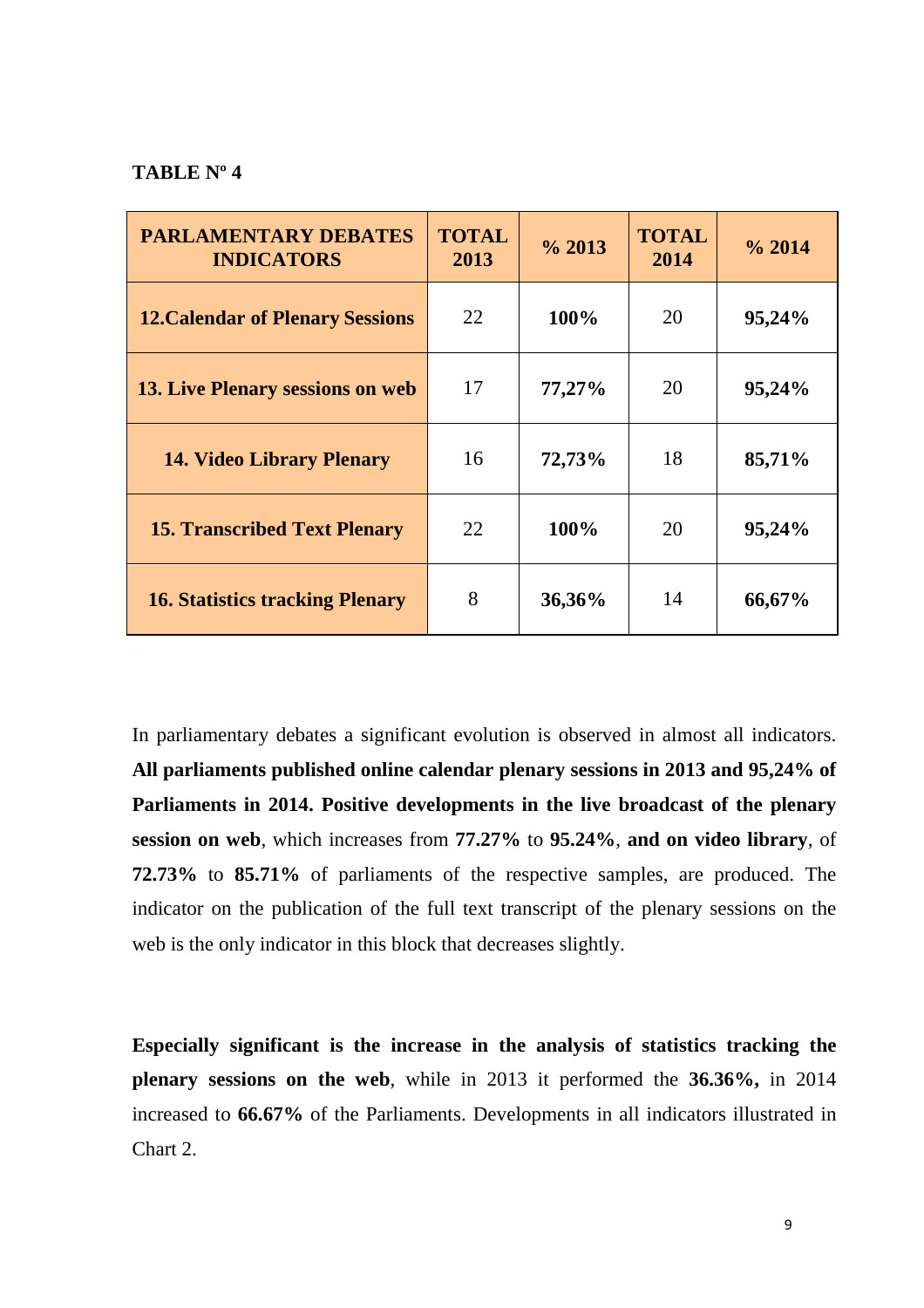**TABLE Nº 4**

| PARLAMENTARY DEBATES INDICATORS | TOTAL 2013 | % 2013 | TOTAL 2014 | % 2014 |
|---|---|---|---|---|
| **12.Calendar of Plenary Sessions** | 22 | **100%** | 20 | **95,24%** |
| **13. Live Plenary sessions on web** | 17 | **77,27%** | 20 | **95,24%** |
| **14. Video Library Plenary** | 16 | **72,73%** | 18 | **85,71%** |
| **15. Transcribed Text Plenary** | 22 | **100%** | 20 | **95,24%** |
| **16. Statistics tracking Plenary** | 8 | **36,36%** | 14 | **66,67%** |

In parliamentary debates a significant evolution is observed in almost all indicators. **All parliaments published online calendar plenary sessions in 2013 and 95,24% of Parliaments in 2014. Positive developments in the live broadcast of the plenary session on web**, which increases from **77.27%** to **95.24%**, **and on video library**, of **72.73%** to **85.71%** of parliaments of the respective samples, are produced. The indicator on the publication of the full text transcript of the plenary sessions on the web is the only indicator in this block that decreases slightly.

**Especially significant is the increase in the analysis of statistics tracking the plenary sessions on the web**, while in 2013 it performed the **36.36%,** in 2014 increased to **66.67%** of the Parliaments. Developments in all indicators illustrated in Chart 2.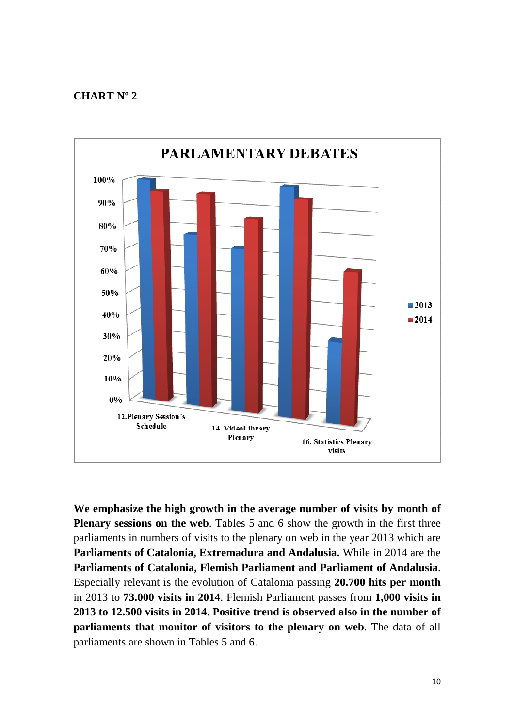**CHART Nº 2**

**We emphasize the high growth in the average number of visits by month of Plenary sessions on the web**. Tables 5 and 6 show the growth in the first three parliaments in numbers of visits to the plenary on web in the year 2013 which are **Parliaments of Catalonia, Extremadura and Andalusia.** While in 2014 are the **Parliaments of Catalonia, Flemish Parliament and Parliament of Andalusia**. Especially relevant is the evolution of Catalonia passing **20.700 hits per month** in 2013 to **73.000 visits in 2014**. Flemish Parliament passes from **1,000 visits in 2013 to 12.500 visits in 2014**. **Positive trend is observed also in the number of parliaments that monitor of visitors to the plenary on web**. The data of all parliaments are shown in Tables 5 and 6.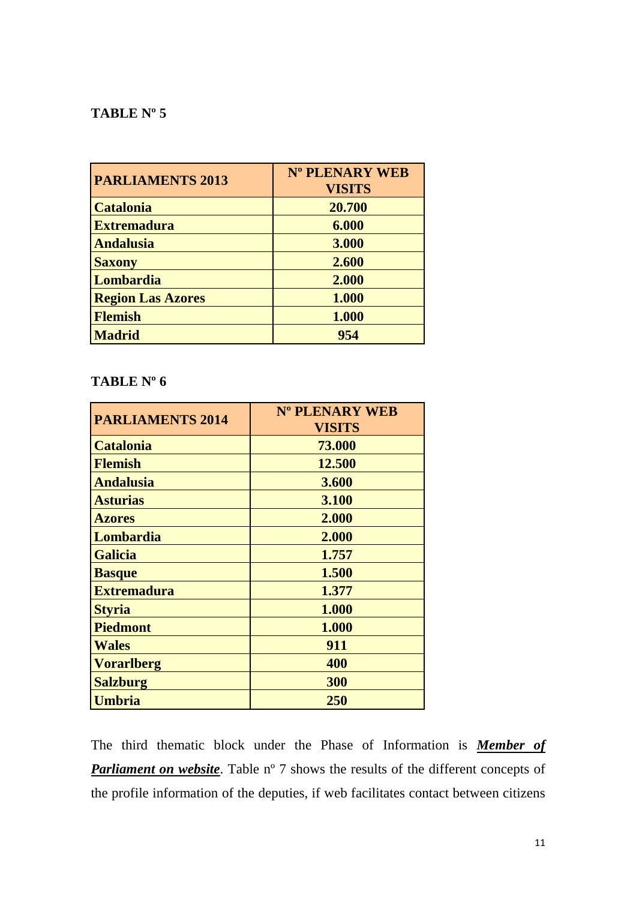**TABLE Nº 5**

| PARLIAMENTS 2013 | Nº PLENARY WEB VISITS |
|---|---|
| Catalonia | 20.700 |
| Extremadura | 6.000 |
| Andalusia | 3.000 |
| Saxony | 2.600 |
| Lombardia | 2.000 |
| Region Las Azores | 1.000 |
| Flemish | 1.000 |
| Madrid | 954 |

**TABLE Nº 6**

| PARLIAMENTS 2014 | Nº PLENARY WEB VISITS |
|---|---|
| Catalonia | 73.000 |
| Flemish | 12.500 |
| Andalusia | 3.600 |
| Asturias | 3.100 |
| Azores | 2.000 |
| Lombardia | 2.000 |
| Galicia | 1.757 |
| Basque | 1.500 |
| Extremadura | 1.377 |
| Styria | 1.000 |
| Piedmont | 1.000 |
| Wales | 911 |
| Vorarlberg | 400 |
| Salzburg | 300 |
| Umbria | 250 |

The third thematic block under the Phase of Information is ***Member of Parliament on website***. Table nº 7 shows the results of the different concepts of the profile information of the deputies, if web facilitates contact between citizens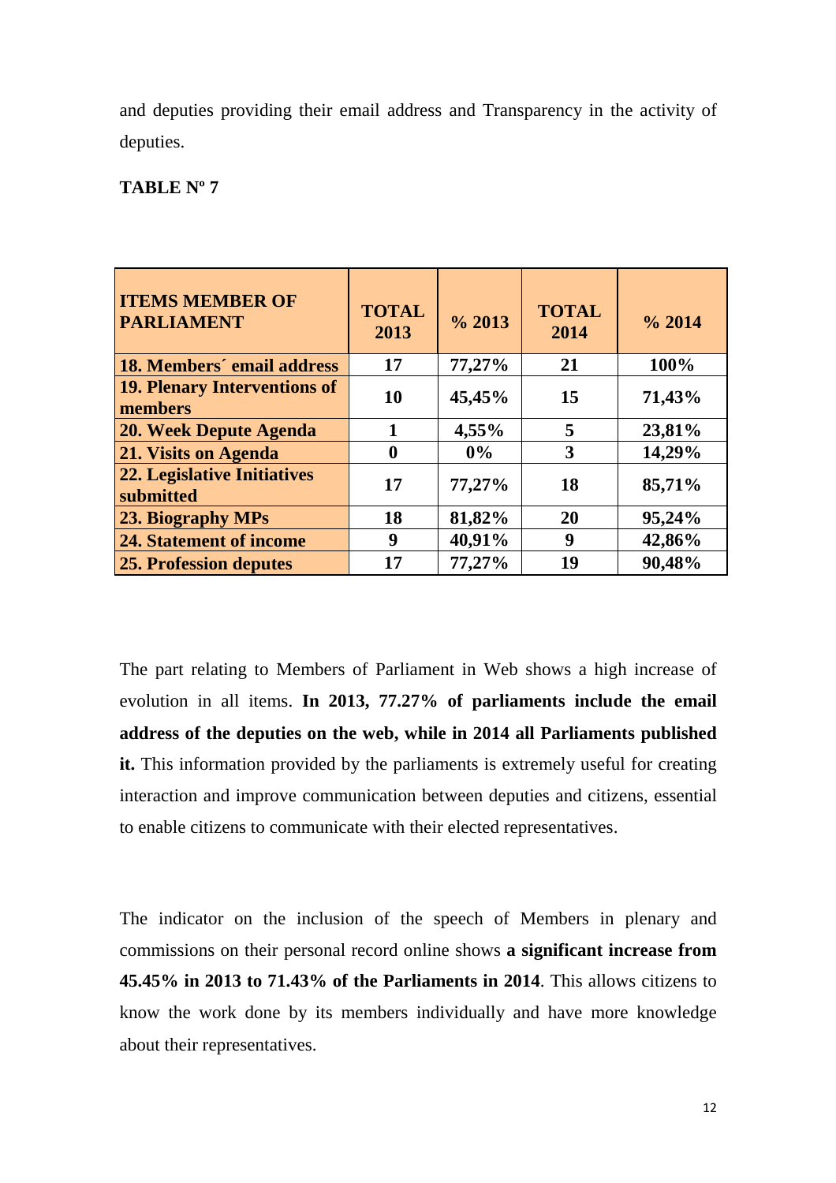and deputies providing their email address and Transparency in the activity of deputies.

**TABLE Nº 7**

| ITEMS MEMBER OF PARLIAMENT | TOTAL 2013 | % 2013 | TOTAL 2014 | % 2014 |
|---|---|---|---|---|
| 18. Members´ email address | 17 | 77,27% | 21 | 100% |
| 19. Plenary Interventions of members | 10 | 45,45% | 15 | 71,43% |
| 20. Week Depute Agenda | 1 | 4,55% | 5 | 23,81% |
| 21. Visits on Agenda | 0 | 0% | 3 | 14,29% |
| 22. Legislative Initiatives submitted | 17 | 77,27% | 18 | 85,71% |
| 23. Biography MPs | 18 | 81,82% | 20 | 95,24% |
| 24. Statement of income | 9 | 40,91% | 9 | 42,86% |
| 25. Profession deputes | 17 | 77,27% | 19 | 90,48% |

The part relating to Members of Parliament in Web shows a high increase of evolution in all items. **In 2013, 77.27% of parliaments include the email address of the deputies on the web, while in 2014 all Parliaments published it.** This information provided by the parliaments is extremely useful for creating interaction and improve communication between deputies and citizens, essential to enable citizens to communicate with their elected representatives.

The indicator on the inclusion of the speech of Members in plenary and commissions on their personal record online shows **a significant increase from 45.45% in 2013 to 71.43% of the Parliaments in 2014**. This allows citizens to know the work done by its members individually and have more knowledge about their representatives.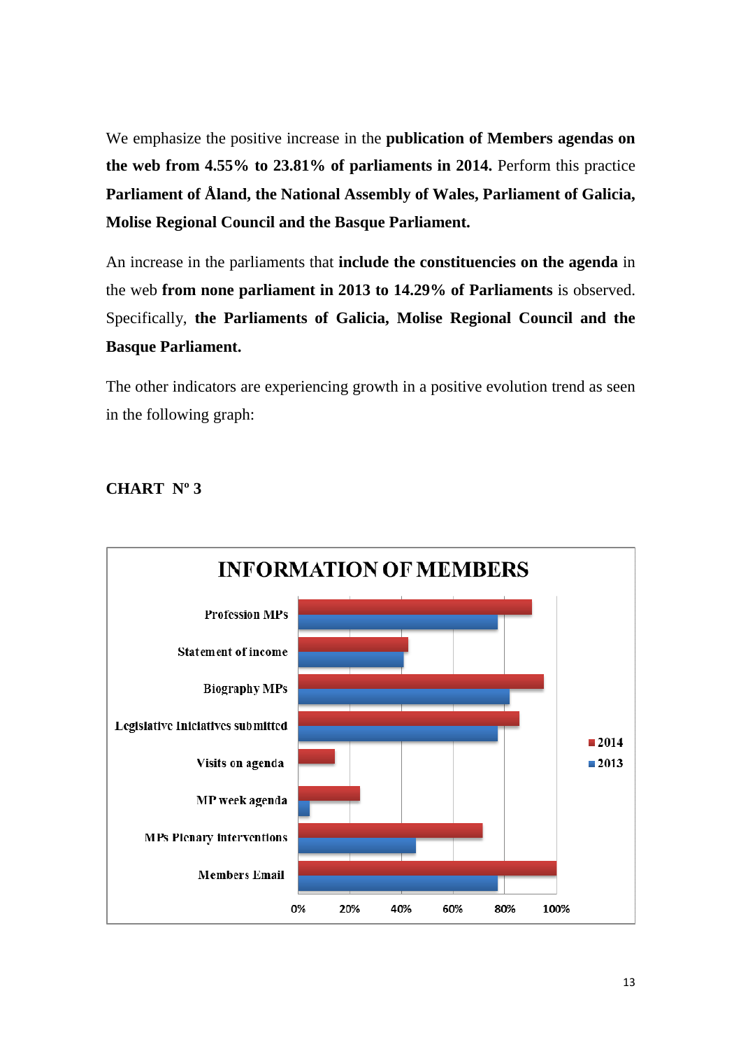We emphasize the positive increase in the **publication of Members agendas on the web from 4.55% to 23.81% of parliaments in 2014.** Perform this practice **Parliament of Åland, the National Assembly of Wales, Parliament of Galicia, Molise Regional Council and the Basque Parliament.**

An increase in the parliaments that **include the constituencies on the agenda** in the web **from none parliament in 2013 to 14.29% of Parliaments** is observed. Specifically, **the Parliaments of Galicia, Molise Regional Council and the Basque Parliament.**

The other indicators are experiencing growth in a positive evolution trend as seen in the following graph:

**CHART Nº 3**

INFORMATION OF MEMBERS

Profession MPs

Statement of income

Biography MPs

Legislative Iniciatives submitted

Visits on agenda

MP week agenda

MPs Plenary interventions

Members Email

0% 20% 40% 60% 80% 100%

2014

2013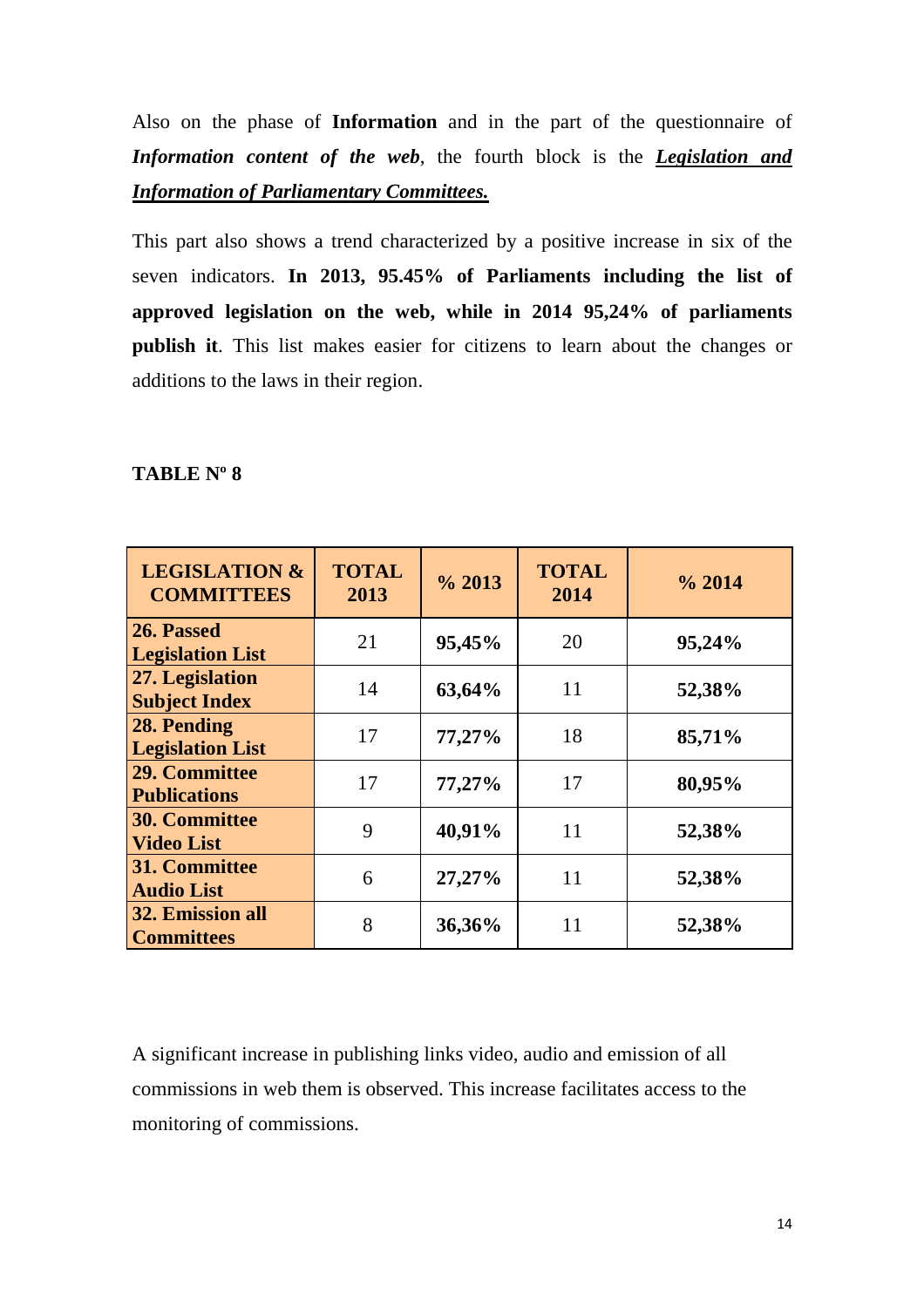Also on the phase of **Information** and in the part of the questionnaire of ***Information content of the web***, the fourth block is the ***Legislation and Information of Parliamentary Committees.***

This part also shows a trend characterized by a positive increase in six of the seven indicators. **In 2013, 95.45% of Parliaments including the list of approved legislation on the web, while in 2014 95,24% of parliaments publish it**. This list makes easier for citizens to learn about the changes or additions to the laws in their region.

**TABLE Nº 8**

| LEGISLATION & COMMITTEES | TOTAL 2013 | % 2013 | TOTAL 2014 | % 2014 |
|---|---|---|---|---|
| **26. Passed Legislation List** | 21 | **95,45%** | 20 | **95,24%** |
| **27. Legislation Subject Index** | 14 | **63,64%** | 11 | **52,38%** |
| **28. Pending Legislation List** | 17 | **77,27%** | 18 | **85,71%** |
| **29. Committee Publications** | 17 | **77,27%** | 17 | **80,95%** |
| **30. Committee Video List** | 9 | **40,91%** | 11 | **52,38%** |
| **31. Committee Audio List** | 6 | **27,27%** | 11 | **52,38%** |
| **32. Emission all Committees** | 8 | **36,36%** | 11 | **52,38%** |

A significant increase in publishing links video, audio and emission of all commissions in web them is observed. This increase facilitates access to the monitoring of commissions.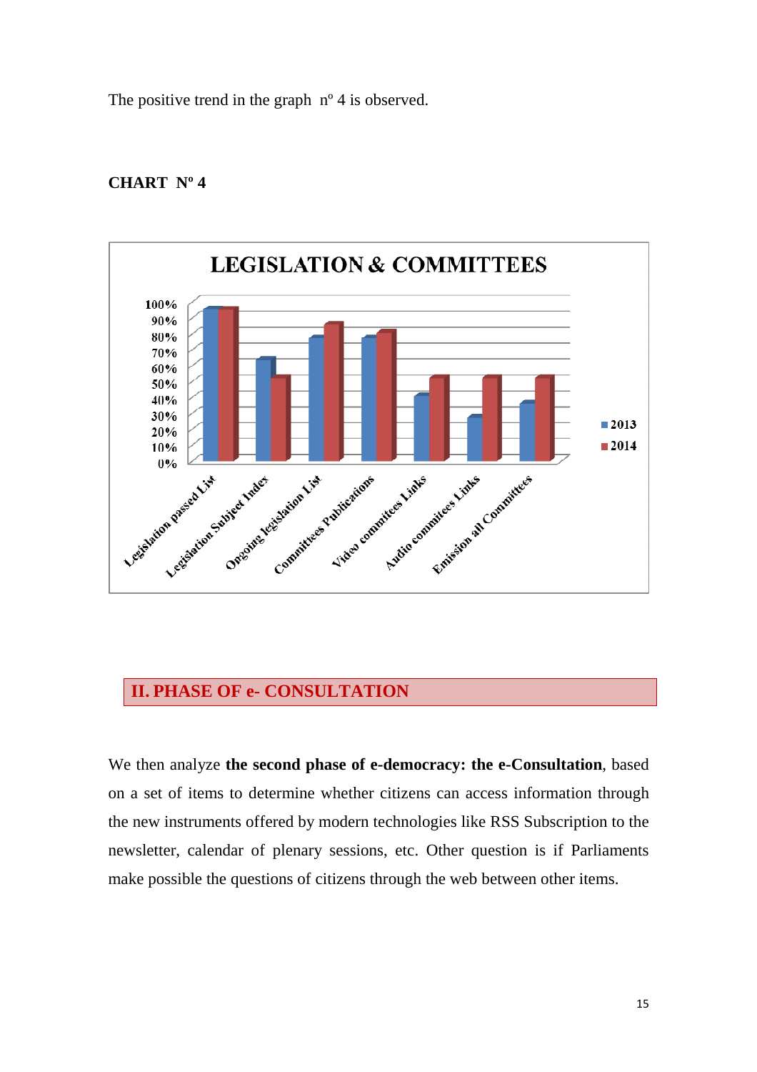The positive trend in the graph nº 4 is observed.

**CHART Nº 4**

**LEGISLATION & COMMITTEES**

| | 2013 | 2014 |
|---|---|---|
| Legislation passed List | 95% | 95% |
| Legislation Subject Index | 63% | 52% |
| Ongoing legislation List | 77% | 86% |
| Committees Publications | 77% | 81% |
| Video commitees Links | 41% | 52% |
| Audio commitees Links | 27% | 52% |
| Emission all Committees | 36% | 52% |

## II. PHASE OF e- CONSULTATION

We then analyze **the second phase of e-democracy: the e-Consultation**, based on a set of items to determine whether citizens can access information through the new instruments offered by modern technologies like RSS Subscription to the newsletter, calendar of plenary sessions, etc. Other question is if Parliaments make possible the questions of citizens through the web between other items.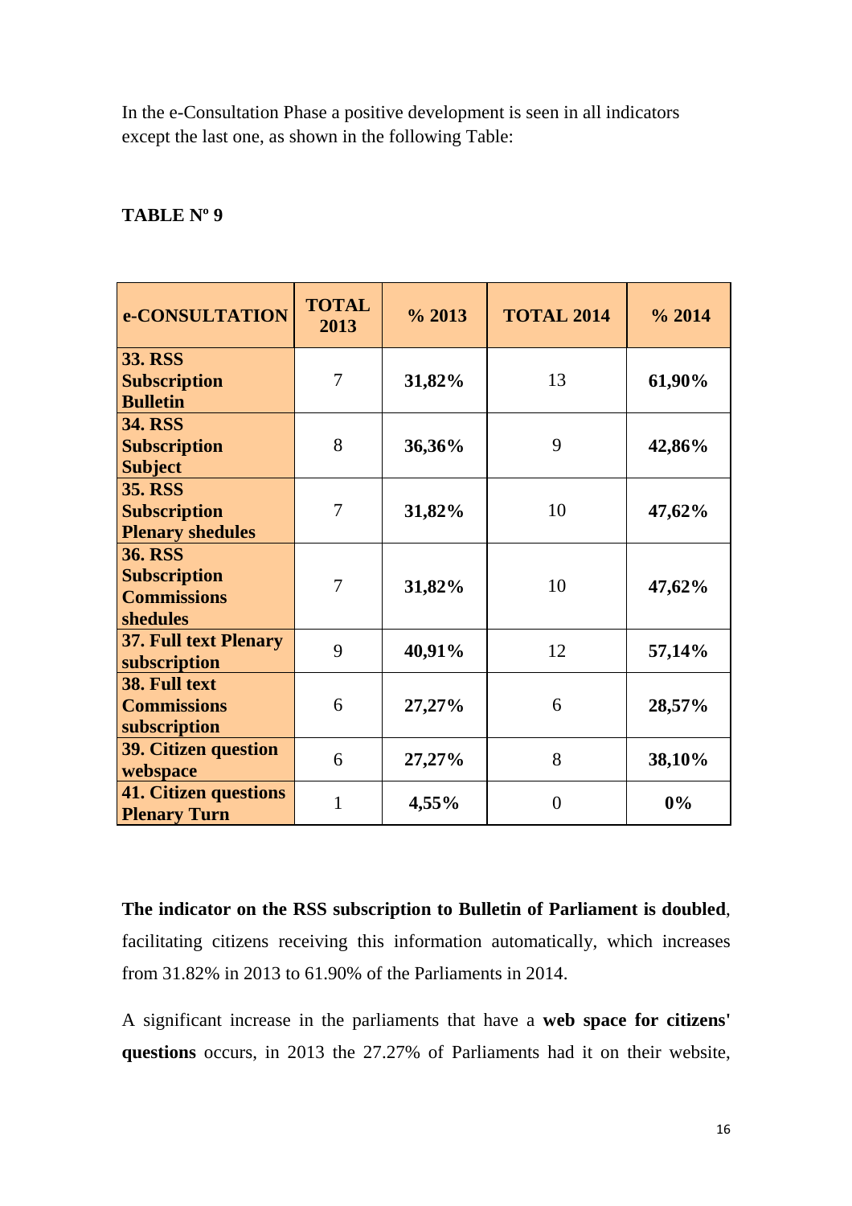In the e-Consultation Phase a positive development is seen in all indicators except the last one, as shown in the following Table:

**TABLE Nº 9**

| **e-CONSULTATION** | **TOTAL 2013** | **% 2013** | **TOTAL 2014** | **% 2014** |
|---|---|---|---|---|
| **33. RSS Subscription Bulletin** | 7 | **31,82%** | 13 | **61,90%** |
| **34. RSS Subscription Subject** | 8 | **36,36%** | 9 | **42,86%** |
| **35. RSS Subscription Plenary shedules** | 7 | **31,82%** | 10 | **47,62%** |
| **36. RSS Subscription Commissions shedules** | 7 | **31,82%** | 10 | **47,62%** |
| **37. Full text Plenary subscription** | 9 | **40,91%** | 12 | **57,14%** |
| **38. Full text Commissions subscription** | 6 | **27,27%** | 6 | **28,57%** |
| **39. Citizen question webspace** | 6 | **27,27%** | 8 | **38,10%** |
| **41. Citizen questions Plenary Turn** | 1 | **4,55%** | 0 | **0%** |

**The indicator on the RSS subscription to Bulletin of Parliament is doubled**, facilitating citizens receiving this information automatically, which increases from 31.82% in 2013 to 61.90% of the Parliaments in 2014.

A significant increase in the parliaments that have a **web space for citizens' questions** occurs, in 2013 the 27.27% of Parliaments had it on their website,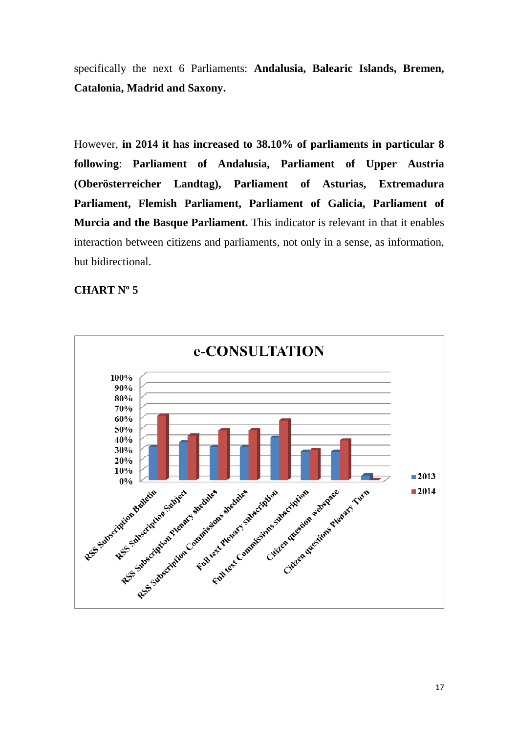specifically the next 6 Parliaments: **Andalusia, Balearic Islands, Bremen, Catalonia, Madrid and Saxony.**

However, **in 2014 it has increased to 38.10% of parliaments in particular 8 following**: **Parliament of Andalusia, Parliament of Upper Austria (Oberösterreicher Landtag), Parliament of Asturias, Extremadura Parliament, Flemish Parliament, Parliament of Galicia, Parliament of Murcia and the Basque Parliament.** This indicator is relevant in that it enables interaction between citizens and parliaments, not only in a sense, as information, but bidirectional.

**CHART Nº 5**

e-CONSULTATION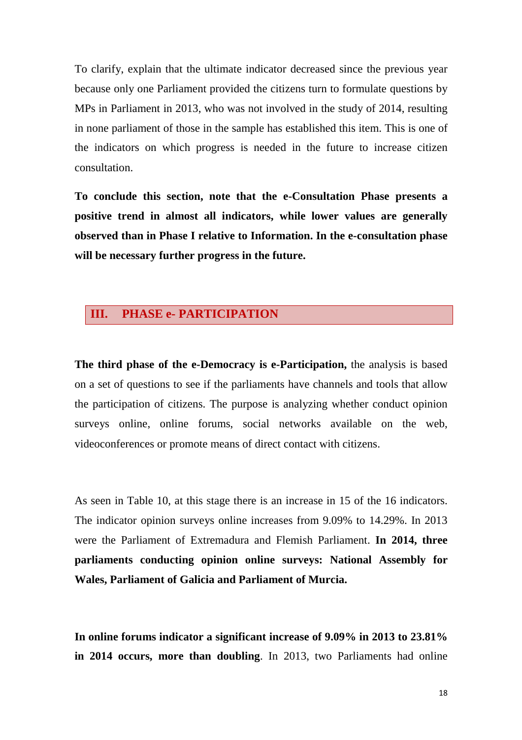To clarify, explain that the ultimate indicator decreased since the previous year because only one Parliament provided the citizens turn to formulate questions by MPs in Parliament in 2013, who was not involved in the study of 2014, resulting in none parliament of those in the sample has established this item. This is one of the indicators on which progress is needed in the future to increase citizen consultation.

**To conclude this section, note that the e-Consultation Phase presents a positive trend in almost all indicators, while lower values are generally observed than in Phase I relative to Information. In the e-consultation phase will be necessary further progress in the future.**

## III. PHASE e- PARTICIPATION

**The third phase of the e-Democracy is e-Participation,** the analysis is based on a set of questions to see if the parliaments have channels and tools that allow the participation of citizens. The purpose is analyzing whether conduct opinion surveys online, online forums, social networks available on the web, videoconferences or promote means of direct contact with citizens.

As seen in Table 10, at this stage there is an increase in 15 of the 16 indicators. The indicator opinion surveys online increases from 9.09% to 14.29%. In 2013 were the Parliament of Extremadura and Flemish Parliament. **In 2014, three parliaments conducting opinion online surveys: National Assembly for Wales, Parliament of Galicia and Parliament of Murcia.**

**In online forums indicator a significant increase of 9.09% in 2013 to 23.81% in 2014 occurs, more than doubling**. In 2013, two Parliaments had online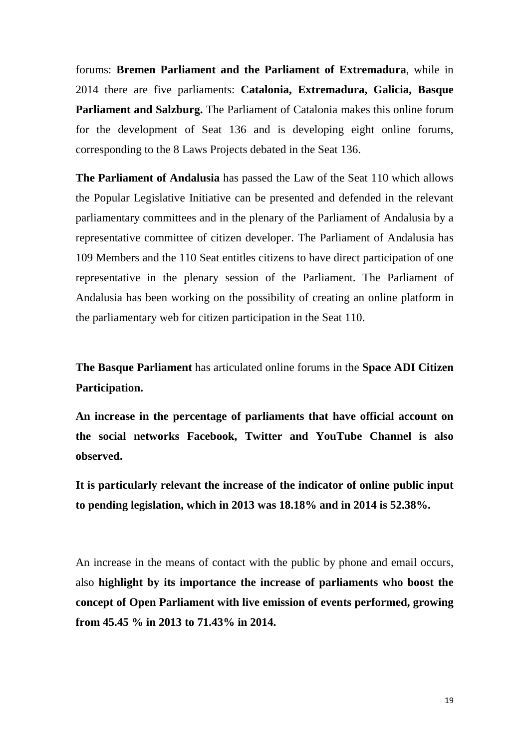forums: **Bremen Parliament and the Parliament of Extremadura**, while in 2014 there are five parliaments: **Catalonia, Extremadura, Galicia, Basque Parliament and Salzburg.** The Parliament of Catalonia makes this online forum for the development of Seat 136 and is developing eight online forums, corresponding to the 8 Laws Projects debated in the Seat 136.

**The Parliament of Andalusia** has passed the Law of the Seat 110 which allows the Popular Legislative Initiative can be presented and defended in the relevant parliamentary committees and in the plenary of the Parliament of Andalusia by a representative committee of citizen developer. The Parliament of Andalusia has 109 Members and the 110 Seat entitles citizens to have direct participation of one representative in the plenary session of the Parliament. The Parliament of Andalusia has been working on the possibility of creating an online platform in the parliamentary web for citizen participation in the Seat 110.

**The Basque Parliament** has articulated online forums in the **Space ADI Citizen Participation.**

**An increase in the percentage of parliaments that have official account on the social networks Facebook, Twitter and YouTube Channel is also observed.**

**It is particularly relevant the increase of the indicator of online public input to pending legislation, which in 2013 was 18.18% and in 2014 is 52.38%.**

An increase in the means of contact with the public by phone and email occurs, also **highlight by its importance the increase of parliaments who boost the concept of Open Parliament with live emission of events performed, growing from 45.45 % in 2013 to 71.43% in 2014.**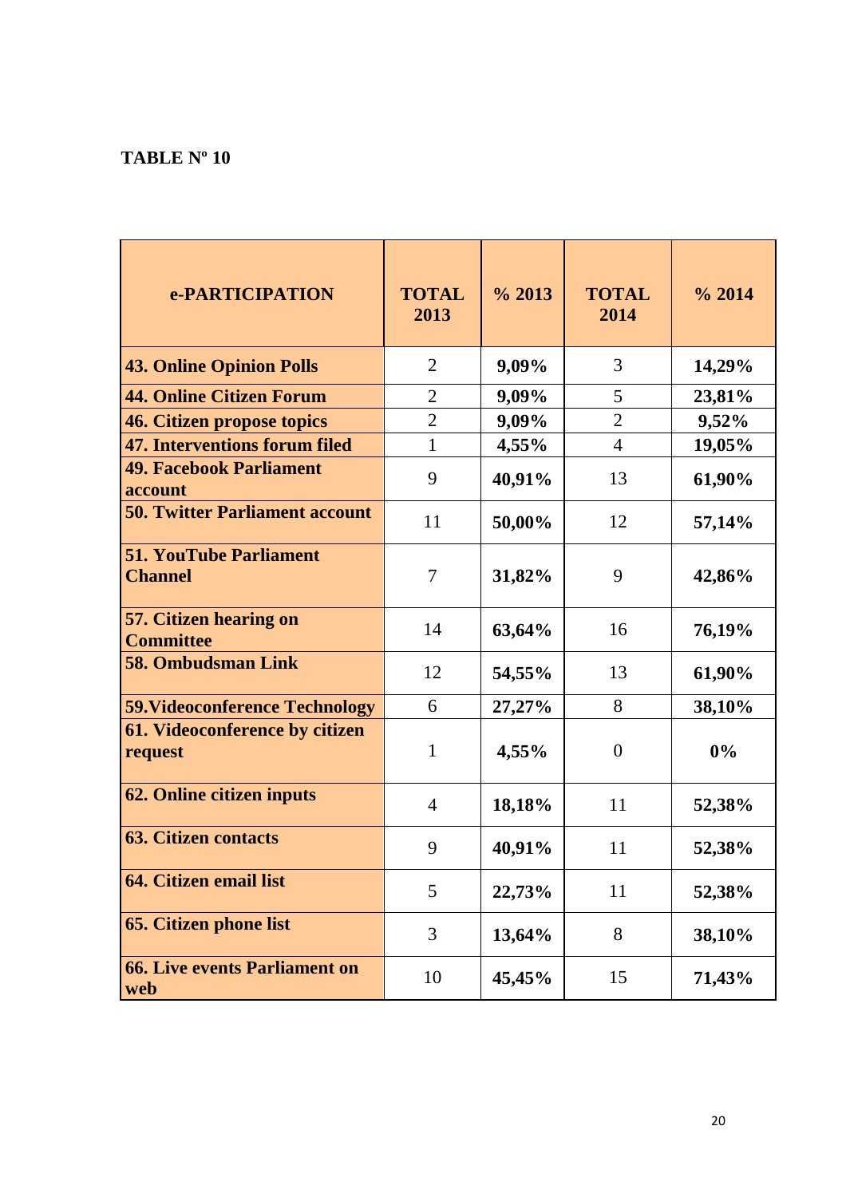**TABLE Nº 10**

| e-PARTICIPATION | TOTAL 2013 | % 2013 | TOTAL 2014 | % 2014 |
|---|---|---|---|---|
| **43. Online Opinion Polls** | 2 | **9,09%** | 3 | **14,29%** |
| **44. Online Citizen Forum** | 2 | **9,09%** | 5 | **23,81%** |
| **46. Citizen propose topics** | 2 | **9,09%** | 2 | **9,52%** |
| **47. Interventions forum filed** | 1 | **4,55%** | 4 | **19,05%** |
| **49. Facebook Parliament account** | 9 | **40,91%** | 13 | **61,90%** |
| **50. Twitter Parliament account** | 11 | **50,00%** | 12 | **57,14%** |
| **51. YouTube Parliament Channel** | 7 | **31,82%** | 9 | **42,86%** |
| **57. Citizen hearing on Committee** | 14 | **63,64%** | 16 | **76,19%** |
| **58. Ombudsman Link** | 12 | **54,55%** | 13 | **61,90%** |
| **59.Videoconference Technology** | 6 | **27,27%** | 8 | **38,10%** |
| **61. Videoconference by citizen request** | 1 | **4,55%** | 0 | **0%** |
| **62. Online citizen inputs** | 4 | **18,18%** | 11 | **52,38%** |
| **63. Citizen contacts** | 9 | **40,91%** | 11 | **52,38%** |
| **64. Citizen email list** | 5 | **22,73%** | 11 | **52,38%** |
| **65. Citizen phone list** | 3 | **13,64%** | 8 | **38,10%** |
| **66. Live events Parliament on web** | 10 | **45,45%** | 15 | **71,43%** |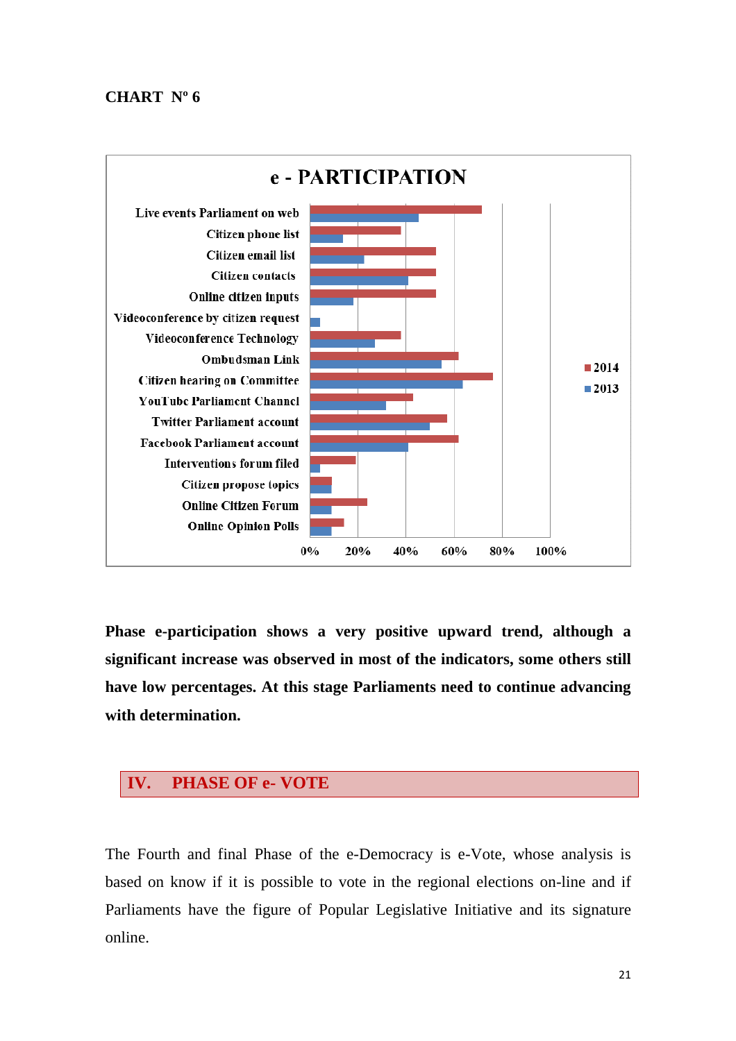**CHART Nº 6**

e - PARTICIPATION

| Indicator | 2014 | 2013 |
|---|---|---|
| Live events Parliament on web | | |
| Citizen phone list | | |
| Citizen email list | | |
| Citizen contacts | | |
| Online citizen inputs | | |
| Videoconference by citizen request | | |
| Videoconference Technology | | |
| Ombudsman Link | | |
| Citizen hearing on Committee | | |
| YouTube Parliament Channel | | |
| Twitter Parliament account | | |
| Facebook Parliament account | | |
| Interventions forum filed | | |
| Citizen propose topics | | |
| Online Citizen Forum | | |
| Online Opinion Polls | | |

**Phase e-participation shows a very positive upward trend, although a significant increase was observed in most of the indicators, some others still have low percentages. At this stage Parliaments need to continue advancing with determination.**

## IV. PHASE OF e- VOTE

The Fourth and final Phase of the e-Democracy is e-Vote, whose analysis is based on know if it is possible to vote in the regional elections on-line and if Parliaments have the figure of Popular Legislative Initiative and its signature online.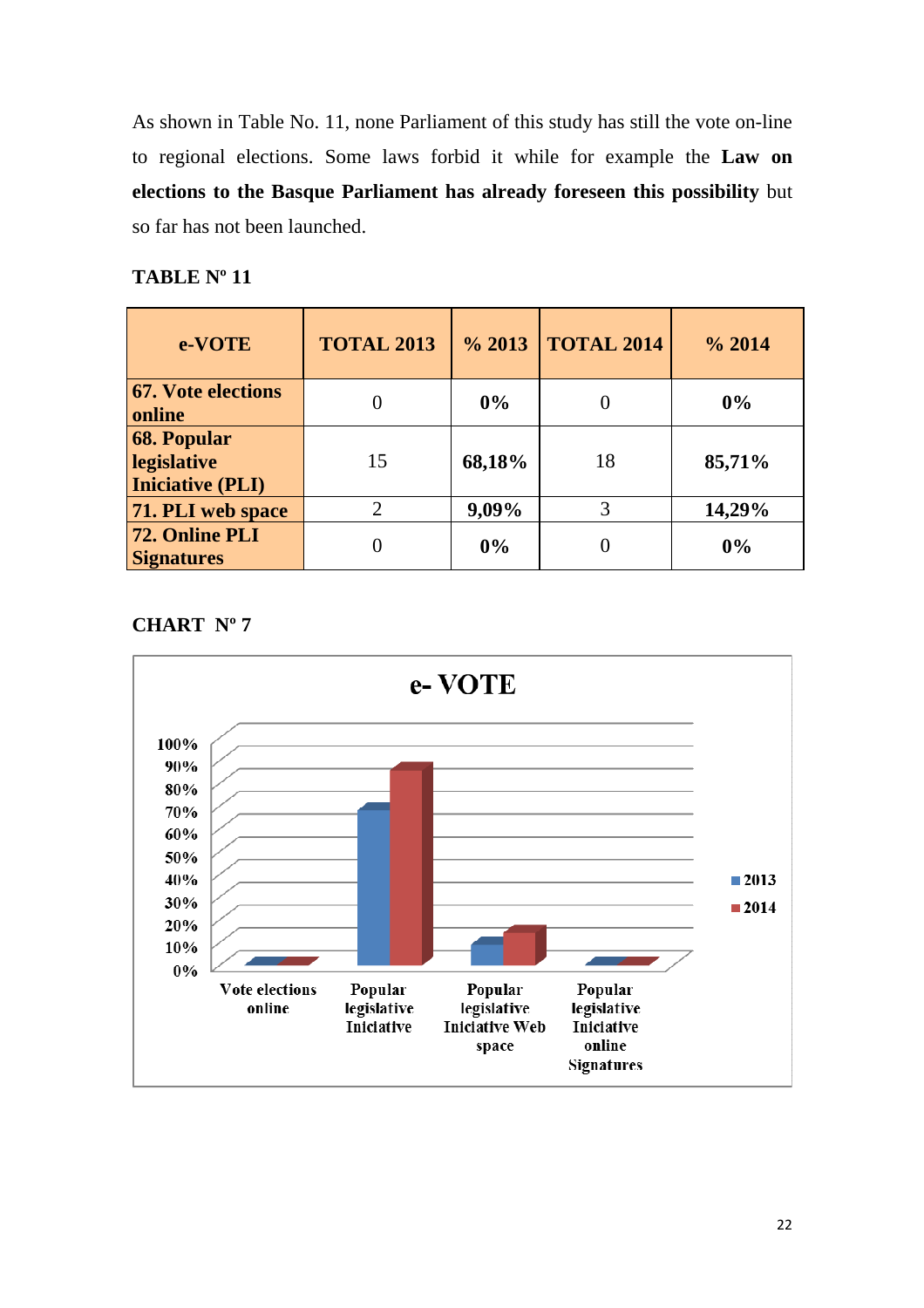As shown in Table No. 11, none Parliament of this study has still the vote on-line to regional elections. Some laws forbid it while for example the **Law on elections to the Basque Parliament has already foreseen this possibility** but so far has not been launched.

**TABLE Nº 11**

| e-VOTE | TOTAL 2013 | % 2013 | TOTAL 2014 | % 2014 |
|---|---|---|---|---|
| **67. Vote elections online** | 0 | **0%** | 0 | **0%** |
| **68. Popular legislative Iniciative (PLI)** | 15 | **68,18%** | 18 | **85,71%** |
| **71. PLI web space** | 2 | **9,09%** | 3 | **14,29%** |
| **72. Online PLI Signatures** | 0 | **0%** | 0 | **0%** |

**CHART Nº 7**

**e- VOTE**

| | 2013 | 2014 |
|---|---|---|
| Vote elections online | 0% | 0% |
| Popular legislative Iniciative | 68,18% | 85,71% |
| Popular legislative Iniciative Web space | 9,09% | 14,29% |
| Popular legislative Iniciative online Signatures | 0% | 0% |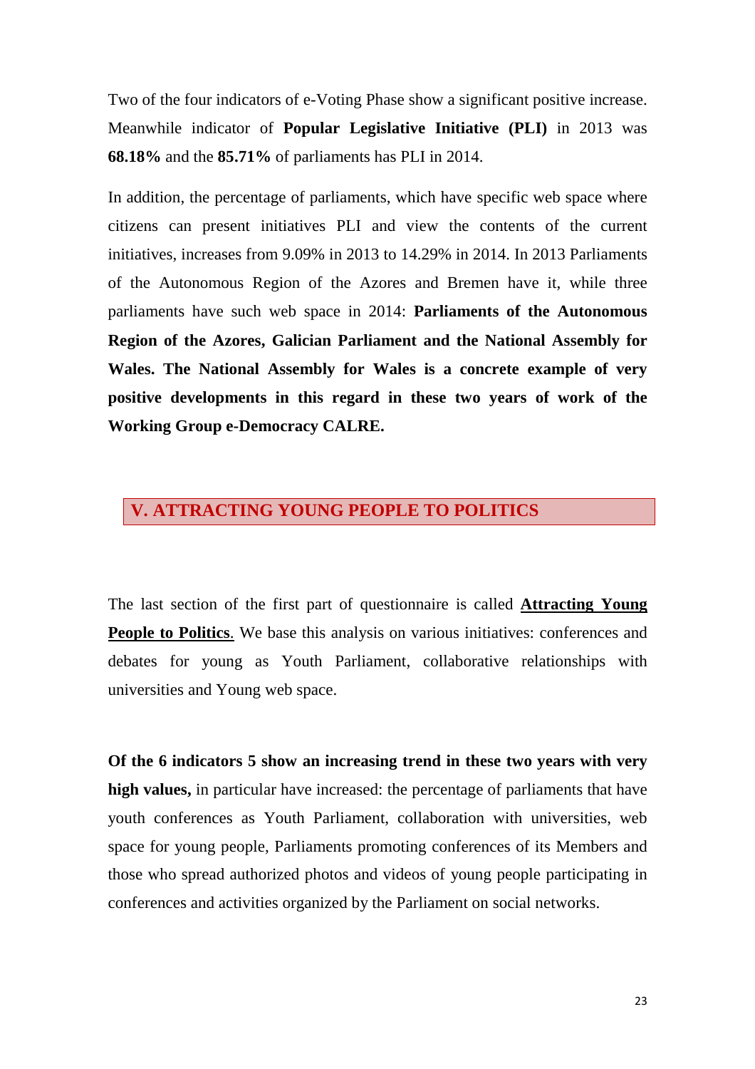Two of the four indicators of e-Voting Phase show a significant positive increase. Meanwhile indicator of **Popular Legislative Initiative (PLI)** in 2013 was **68.18%** and the **85.71%** of parliaments has PLI in 2014.

In addition, the percentage of parliaments, which have specific web space where citizens can present initiatives PLI and view the contents of the current initiatives, increases from 9.09% in 2013 to 14.29% in 2014. In 2013 Parliaments of the Autonomous Region of the Azores and Bremen have it, while three parliaments have such web space in 2014: **Parliaments of the Autonomous Region of the Azores, Galician Parliament and the National Assembly for Wales. The National Assembly for Wales is a concrete example of very positive developments in this regard in these two years of work of the Working Group e-Democracy CALRE.**

## V. ATTRACTING YOUNG PEOPLE TO POLITICS

The last section of the first part of questionnaire is called **Attracting Young People to Politics**. We base this analysis on various initiatives: conferences and debates for young as Youth Parliament, collaborative relationships with universities and Young web space.

**Of the 6 indicators 5 show an increasing trend in these two years with very high values,** in particular have increased: the percentage of parliaments that have youth conferences as Youth Parliament, collaboration with universities, web space for young people, Parliaments promoting conferences of its Members and those who spread authorized photos and videos of young people participating in conferences and activities organized by the Parliament on social networks.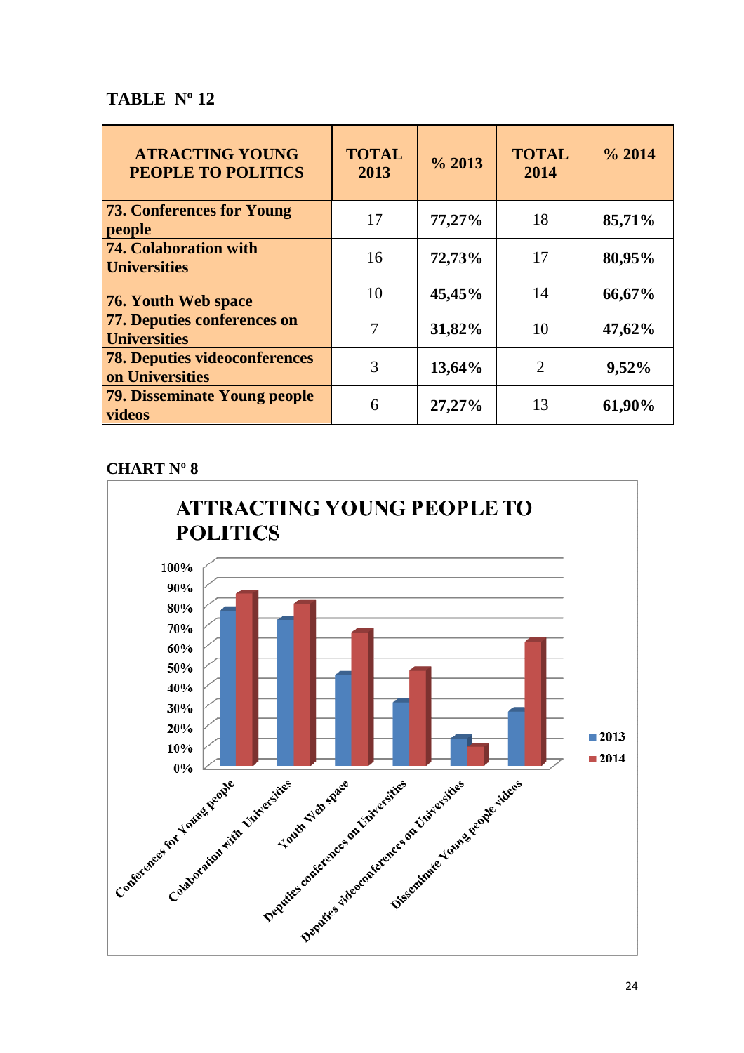**TABLE Nº 12**

| ATRACTING YOUNG PEOPLE TO POLITICS | TOTAL 2013 | % 2013 | TOTAL 2014 | % 2014 |
|---|---|---|---|---|
| **73. Conferences for Young people** | 17 | **77,27%** | 18 | **85,71%** |
| **74. Colaboration with Universities** | 16 | **72,73%** | 17 | **80,95%** |
| **76. Youth Web space** | 10 | **45,45%** | 14 | **66,67%** |
| **77. Deputies conferences on Universities** | 7 | **31,82%** | 10 | **47,62%** |
| **78. Deputies videoconferences on Universities** | 3 | **13,64%** | 2 | **9,52%** |
| **79. Disseminate Young people videos** | 6 | **27,27%** | 13 | **61,90%** |

**CHART Nº 8**

**ATTRACTING YOUNG PEOPLE TO POLITICS**

| | 2013 | 2014 |
|---|---|---|
| Conferences for Young people | 77,27% | 85,71% |
| Colaboration with Universities | 72,73% | 80,95% |
| Youth Web space | 45,45% | 66,67% |
| Deputies conferences on Universities | 31,82% | 47,62% |
| Deputies videoconferences on Universities | 13,64% | 9,52% |
| Disseminate Young people videos | 27,27% | 61,90% |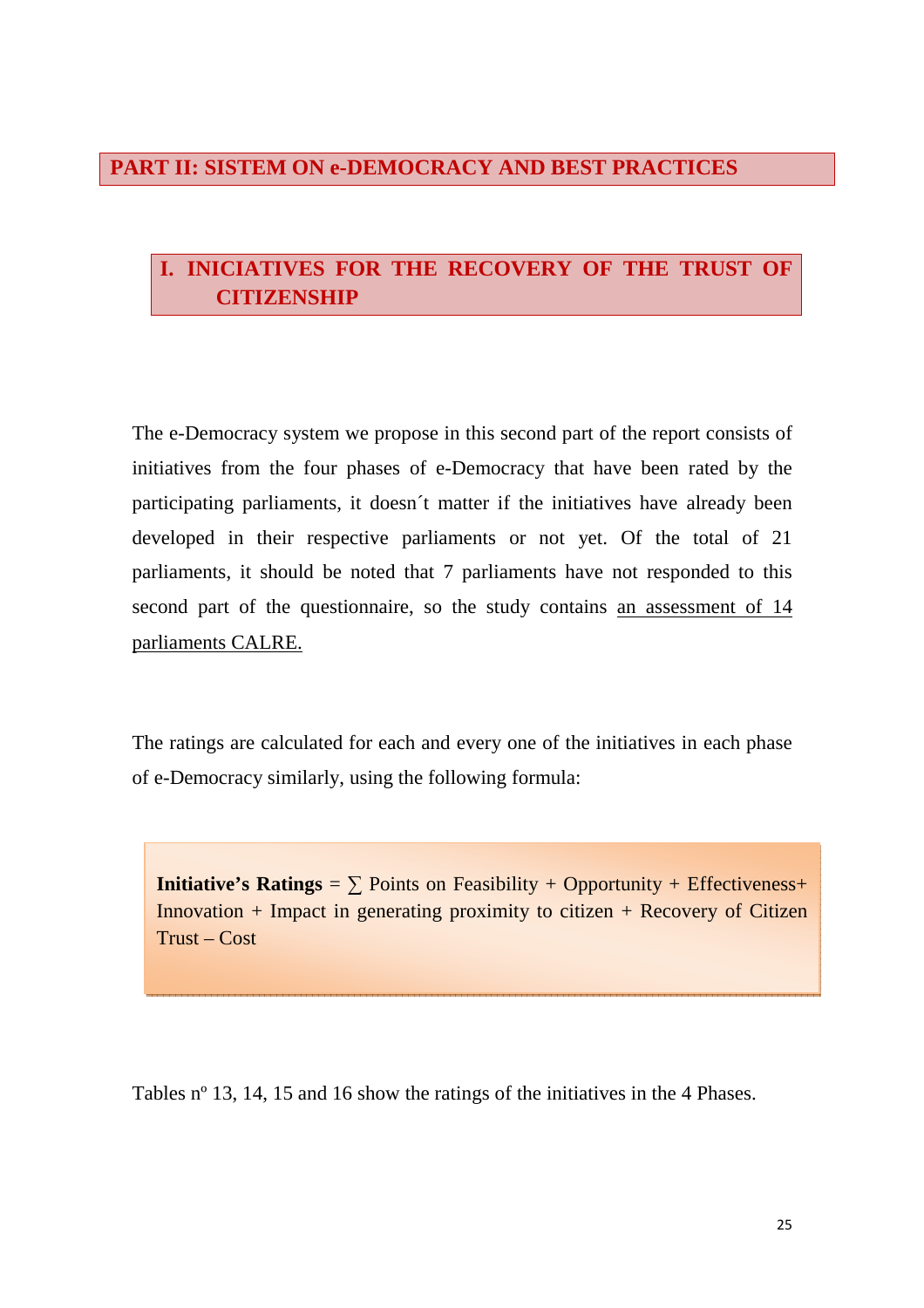# PART II: SISTEM ON e-DEMOCRACY AND BEST PRACTICES

## I. INICIATIVES FOR THE RECOVERY OF THE TRUST OF CITIZENSHIP

The e-Democracy system we propose in this second part of the report consists of initiatives from the four phases of e-Democracy that have been rated by the participating parliaments, it doesn´t matter if the initiatives have already been developed in their respective parliaments or not yet. Of the total of 21 parliaments, it should be noted that 7 parliaments have not responded to this second part of the questionnaire, so the study contains an assessment of 14 parliaments CALRE.

The ratings are calculated for each and every one of the initiatives in each phase of e-Democracy similarly, using the following formula:

> **Initiative's Ratings** = ∑ Points on Feasibility + Opportunity + Effectiveness+ Innovation + Impact in generating proximity to citizen + Recovery of Citizen Trust – Cost

Tables nº 13, 14, 15 and 16 show the ratings of the initiatives in the 4 Phases.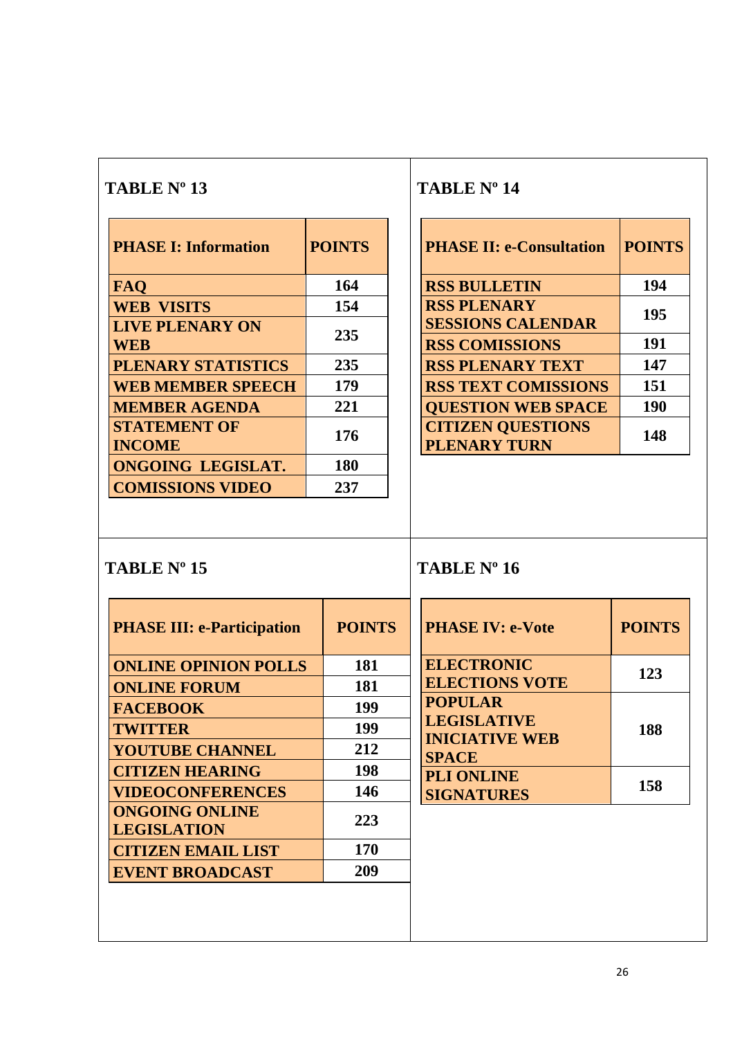## TABLE Nº 13

| PHASE I: Information | POINTS |
|---|---|
| FAQ | 164 |
| WEB VISITS | 154 |
| LIVE PLENARY ON WEB | 235 |
| PLENARY STATISTICS | 235 |
| WEB MEMBER SPEECH | 179 |
| MEMBER AGENDA | 221 |
| STATEMENT OF INCOME | 176 |
| ONGOING LEGISLAT. | 180 |
| COMISSIONS VIDEO | 237 |

## TABLE Nº 14

| PHASE II: e-Consultation | POINTS |
|---|---|
| RSS BULLETIN | 194 |
| RSS PLENARY SESSIONS CALENDAR | 195 |
| RSS COMISSIONS | 191 |
| RSS PLENARY TEXT | 147 |
| RSS TEXT COMISSIONS | 151 |
| QUESTION WEB SPACE | 190 |
| CITIZEN QUESTIONS PLENARY TURN | 148 |

## TABLE Nº 15

| PHASE III: e-Participation | POINTS |
|---|---|
| ONLINE OPINION POLLS | 181 |
| ONLINE FORUM | 181 |
| FACEBOOK | 199 |
| TWITTER | 199 |
| YOUTUBE CHANNEL | 212 |
| CITIZEN HEARING | 198 |
| VIDEOCONFERENCES | 146 |
| ONGOING ONLINE LEGISLATION | 223 |
| CITIZEN EMAIL LIST | 170 |
| EVENT BROADCAST | 209 |

## TABLE Nº 16

| PHASE IV: e-Vote | POINTS |
|---|---|
| ELECTRONIC ELECTIONS VOTE | 123 |
| POPULAR LEGISLATIVE INICIATIVE WEB SPACE | 188 |
| PLI ONLINE SIGNATURES | 158 |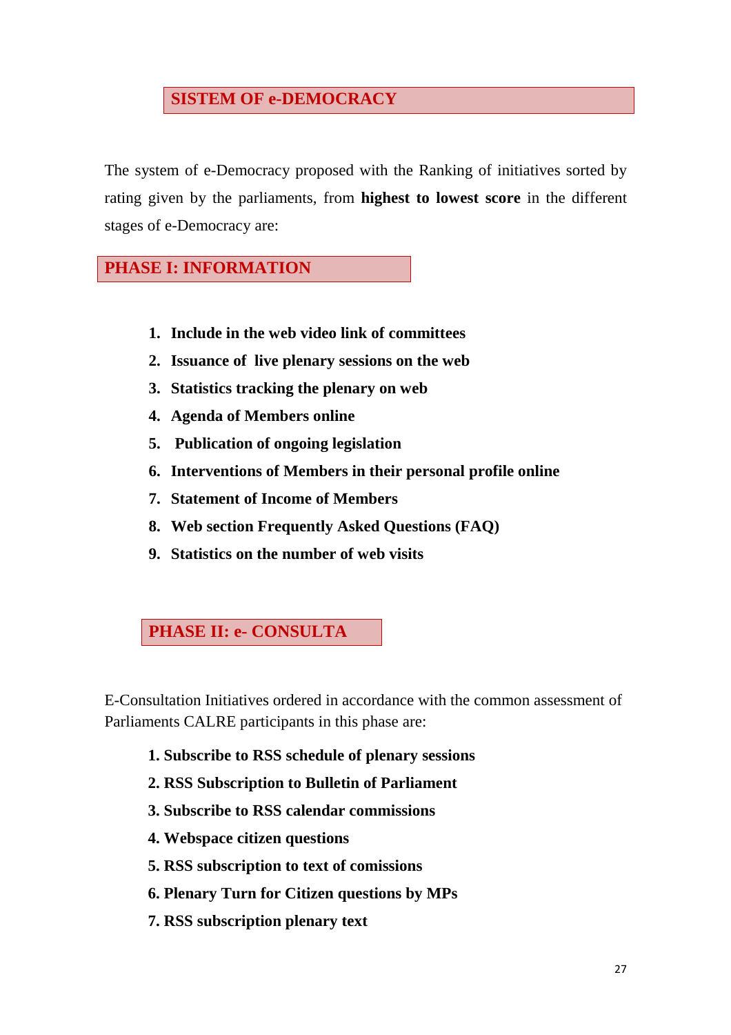## SISTEM OF e-DEMOCRACY

The system of e-Democracy proposed with the Ranking of initiatives sorted by rating given by the parliaments, from **highest to lowest score** in the different stages of e-Democracy are:

### PHASE I: INFORMATION

1. **Include in the web video link of committees**
2. **Issuance of live plenary sessions on the web**
3. **Statistics tracking the plenary on web**
4. **Agenda of Members online**
5. **Publication of ongoing legislation**
6. **Interventions of Members in their personal profile online**
7. **Statement of Income of Members**
8. **Web section Frequently Asked Questions (FAQ)**
9. **Statistics on the number of web visits**

### PHASE II: e- CONSULTA

E-Consultation Initiatives ordered in accordance with the common assessment of Parliaments CALRE participants in this phase are:

1. **Subscribe to RSS schedule of plenary sessions**
2. **RSS Subscription to Bulletin of Parliament**
3. **Subscribe to RSS calendar commissions**
4. **Webspace citizen questions**
5. **RSS subscription to text of comissions**
6. **Plenary Turn for Citizen questions by MPs**
7. **RSS subscription plenary text**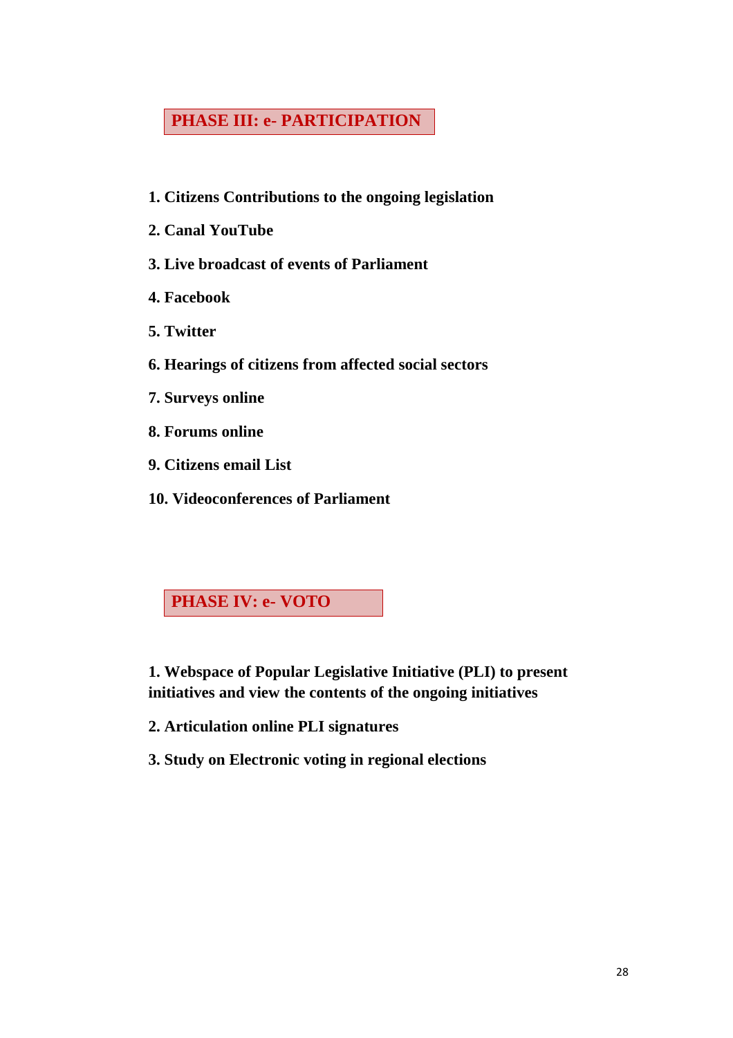## PHASE III: e- PARTICIPATION

1. **Citizens Contributions to the ongoing legislation**
2. **Canal YouTube**
3. **Live broadcast of events of Parliament**
4. **Facebook**
5. **Twitter**
6. **Hearings of citizens from affected social sectors**
7. **Surveys online**
8. **Forums online**
9. **Citizens email List**
10. **Videoconferences of Parliament**

## PHASE IV: e- VOTO

1. **Webspace of Popular Legislative Initiative (PLI) to present initiatives and view the contents of the ongoing initiatives**
2. **Articulation online PLI signatures**
3. **Study on Electronic voting in regional elections**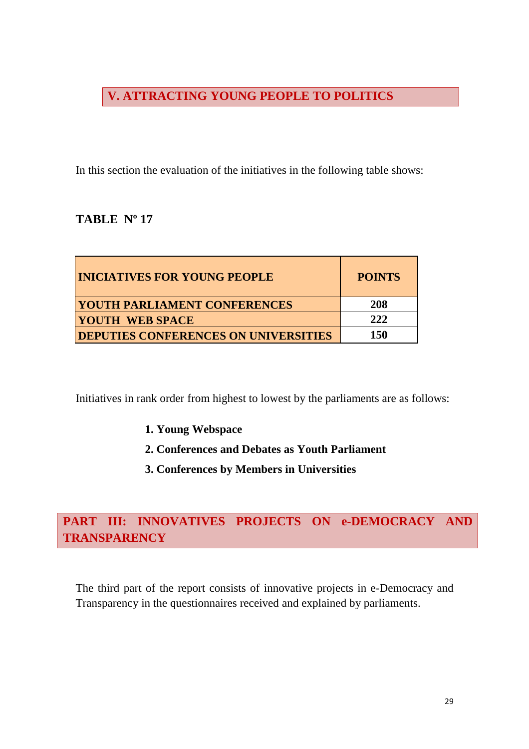## V. ATTRACTING YOUNG PEOPLE TO POLITICS

In this section the evaluation of the initiatives in the following table shows:

**TABLE Nº 17**

| INICIATIVES FOR YOUNG PEOPLE | POINTS |
|---|---|
| YOUTH PARLIAMENT CONFERENCES | 208 |
| YOUTH WEB SPACE | 222 |
| DEPUTIES CONFERENCES ON UNIVERSITIES | 150 |

Initiatives in rank order from highest to lowest by the parliaments are as follows:

1. **Young Webspace**
2. **Conferences and Debates as Youth Parliament**
3. **Conferences by Members in Universities**

# PART III: INNOVATIVES PROJECTS ON e-DEMOCRACY AND TRANSPARENCY

The third part of the report consists of innovative projects in e-Democracy and Transparency in the questionnaires received and explained by parliaments.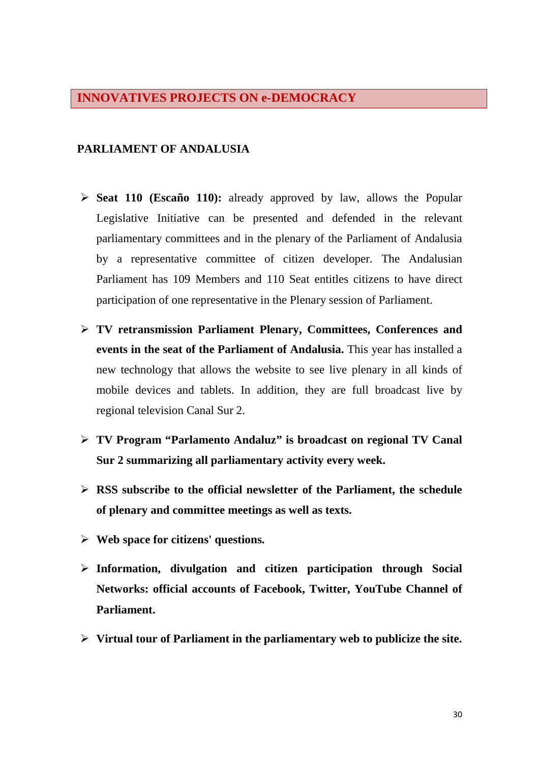# INNOVATIVES PROJECTS ON e-DEMOCRACY

## PARLIAMENT OF ANDALUSIA

- **Seat 110 (Escaño 110):** already approved by law, allows the Popular Legislative Initiative can be presented and defended in the relevant parliamentary committees and in the plenary of the Parliament of Andalusia by a representative committee of citizen developer. The Andalusian Parliament has 109 Members and 110 Seat entitles citizens to have direct participation of one representative in the Plenary session of Parliament.

- **TV retransmission Parliament Plenary, Committees, Conferences and events in the seat of the Parliament of Andalusia.** This year has installed a new technology that allows the website to see live plenary in all kinds of mobile devices and tablets. In addition, they are full broadcast live by regional television Canal Sur 2.

- **TV Program "Parlamento Andaluz" is broadcast on regional TV Canal Sur 2 summarizing all parliamentary activity every week.**

- **RSS subscribe to the official newsletter of the Parliament, the schedule of plenary and committee meetings as well as texts.**

- **Web space for citizens' questions.**

- **Information, divulgation and citizen participation through Social Networks: official accounts of Facebook, Twitter, YouTube Channel of Parliament.**

- **Virtual tour of Parliament in the parliamentary web to publicize the site.**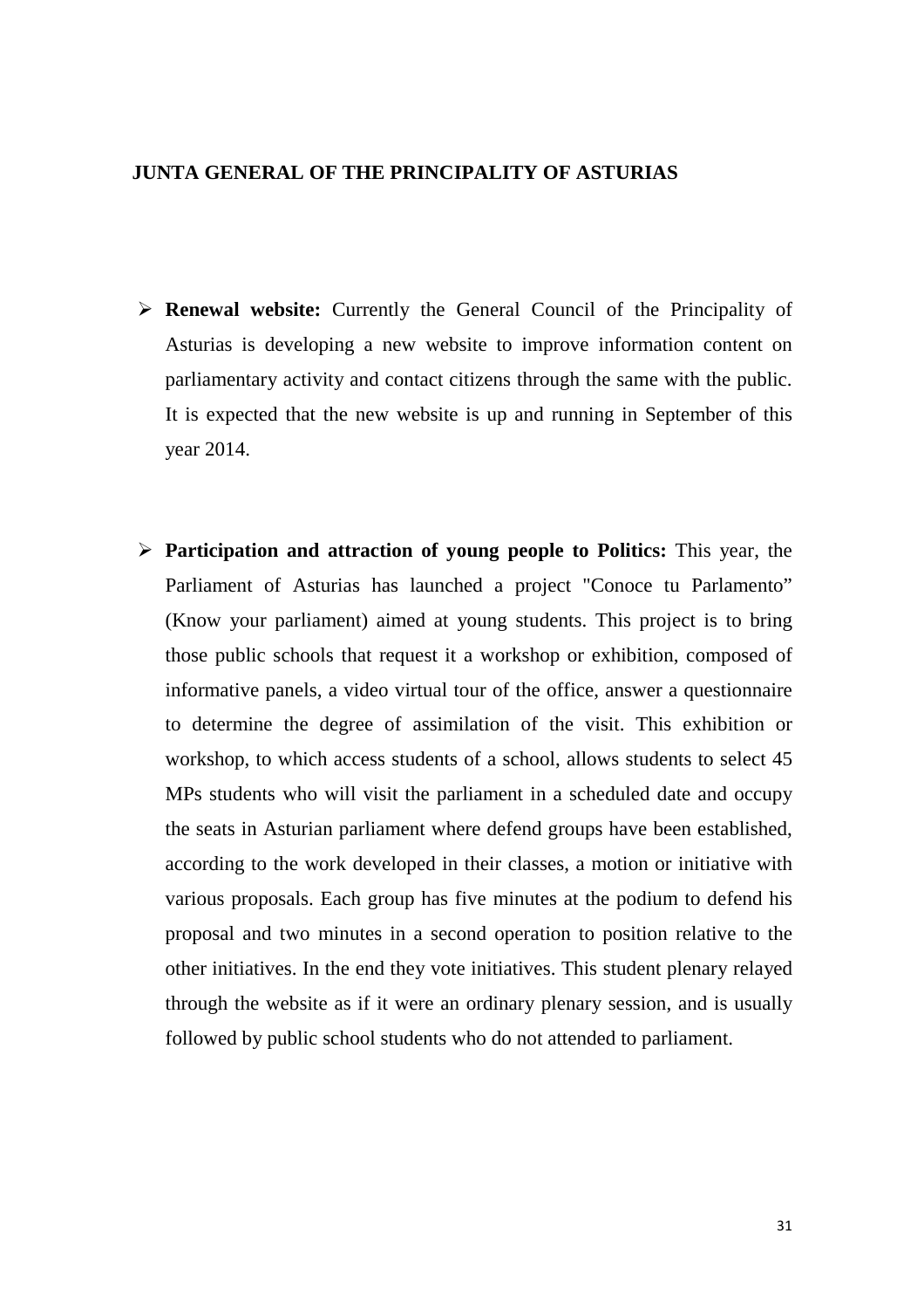**JUNTA GENERAL OF THE PRINCIPALITY OF ASTURIAS**

- **Renewal website:** Currently the General Council of the Principality of Asturias is developing a new website to improve information content on parliamentary activity and contact citizens through the same with the public. It is expected that the new website is up and running in September of this year 2014.

- **Participation and attraction of young people to Politics:** This year, the Parliament of Asturias has launched a project "Conoce tu Parlamento" (Know your parliament) aimed at young students. This project is to bring those public schools that request it a workshop or exhibition, composed of informative panels, a video virtual tour of the office, answer a questionnaire to determine the degree of assimilation of the visit. This exhibition or workshop, to which access students of a school, allows students to select 45 MPs students who will visit the parliament in a scheduled date and occupy the seats in Asturian parliament where defend groups have been established, according to the work developed in their classes, a motion or initiative with various proposals. Each group has five minutes at the podium to defend his proposal and two minutes in a second operation to position relative to the other initiatives. In the end they vote initiatives. This student plenary relayed through the website as if it were an ordinary plenary session, and is usually followed by public school students who do not attended to parliament.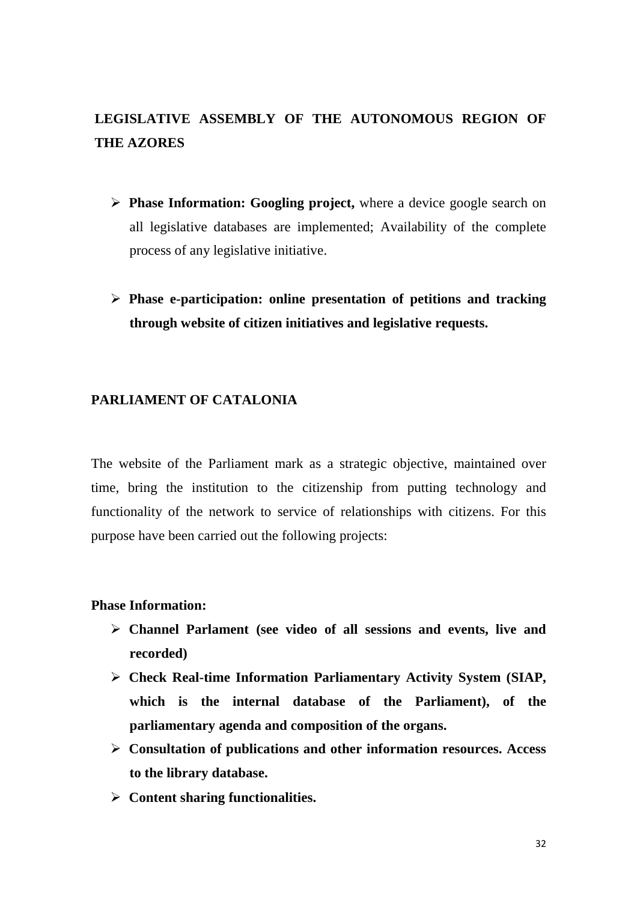## LEGISLATIVE ASSEMBLY OF THE AUTONOMOUS REGION OF THE AZORES

- **Phase Information: Googling project,** where a device google search on all legislative databases are implemented; Availability of the complete process of any legislative initiative.
- **Phase e-participation: online presentation of petitions and tracking through website of citizen initiatives and legislative requests.**

## PARLIAMENT OF CATALONIA

The website of the Parliament mark as a strategic objective, maintained over time, bring the institution to the citizenship from putting technology and functionality of the network to service of relationships with citizens. For this purpose have been carried out the following projects:

**Phase Information:**

- **Channel Parlament (see video of all sessions and events, live and recorded)**
- **Check Real-time Information Parliamentary Activity System (SIAP, which is the internal database of the Parliament), of the parliamentary agenda and composition of the organs.**
- **Consultation of publications and other information resources. Access to the library database.**
- **Content sharing functionalities.**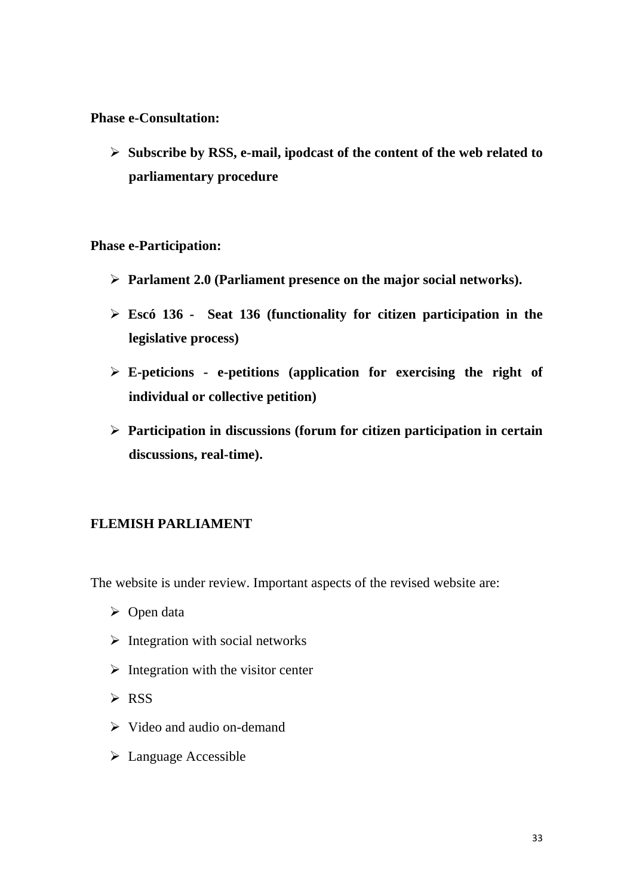**Phase e-Consultation:**

- **Subscribe by RSS, e-mail, ipodcast of the content of the web related to parliamentary procedure**

**Phase e-Participation:**

- **Parlament 2.0 (Parliament presence on the major social networks).**
- **Escó 136 - Seat 136 (functionality for citizen participation in the legislative process)**
- **E-peticions - e-petitions (application for exercising the right of individual or collective petition)**
- **Participation in discussions (forum for citizen participation in certain discussions, real-time).**

**FLEMISH PARLIAMENT**

The website is under review. Important aspects of the revised website are:

- Open data
- Integration with social networks
- Integration with the visitor center
- RSS
- Video and audio on-demand
- Language Accessible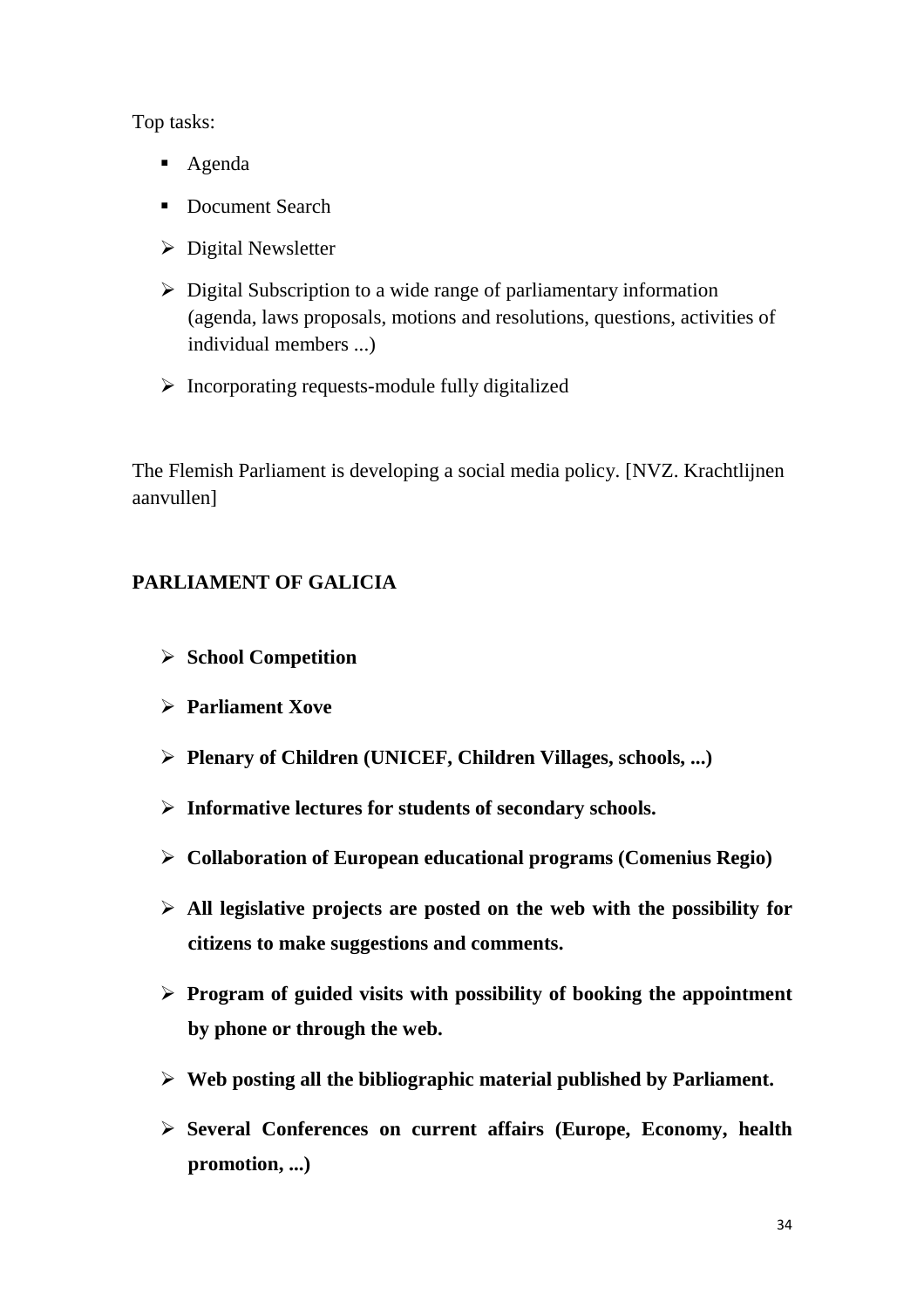Top tasks:

- Agenda
- Document Search
- Digital Newsletter
- Digital Subscription to a wide range of parliamentary information (agenda, laws proposals, motions and resolutions, questions, activities of individual members ...)
- Incorporating requests-module fully digitalized

The Flemish Parliament is developing a social media policy. [NVZ. Krachtlijnen aanvullen]

## PARLIAMENT OF GALICIA

- **School Competition**
- **Parliament Xove**
- **Plenary of Children (UNICEF, Children Villages, schools, ...)**
- **Informative lectures for students of secondary schools.**
- **Collaboration of European educational programs (Comenius Regio)**
- **All legislative projects are posted on the web with the possibility for citizens to make suggestions and comments.**
- **Program of guided visits with possibility of booking the appointment by phone or through the web.**
- **Web posting all the bibliographic material published by Parliament.**
- **Several Conferences on current affairs (Europe, Economy, health promotion, ...)**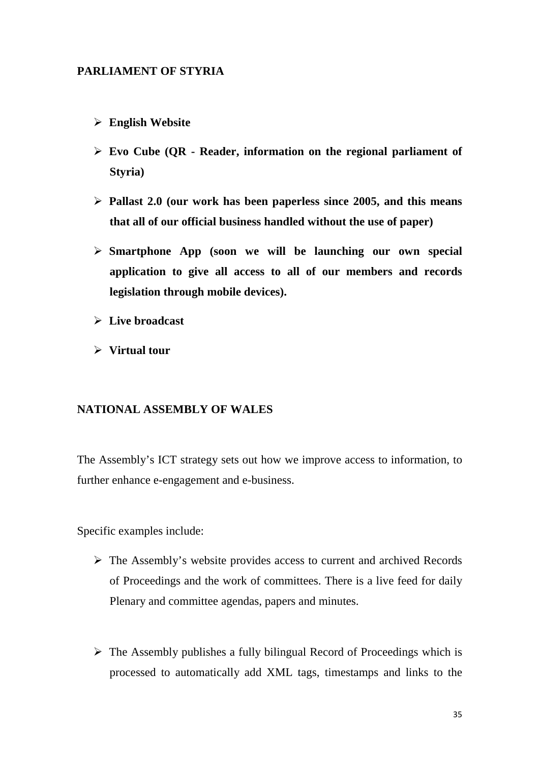## PARLIAMENT OF STYRIA

- **English Website**
- **Evo Cube (QR - Reader, information on the regional parliament of Styria)**
- **Pallast 2.0 (our work has been paperless since 2005, and this means that all of our official business handled without the use of paper)**
- **Smartphone App (soon we will be launching our own special application to give all access to all of our members and records legislation through mobile devices).**
- **Live broadcast**
- **Virtual tour**

## NATIONAL ASSEMBLY OF WALES

The Assembly's ICT strategy sets out how we improve access to information, to further enhance e-engagement and e-business.

Specific examples include:

- The Assembly's website provides access to current and archived Records of Proceedings and the work of committees. There is a live feed for daily Plenary and committee agendas, papers and minutes.

- The Assembly publishes a fully bilingual Record of Proceedings which is processed to automatically add XML tags, timestamps and links to the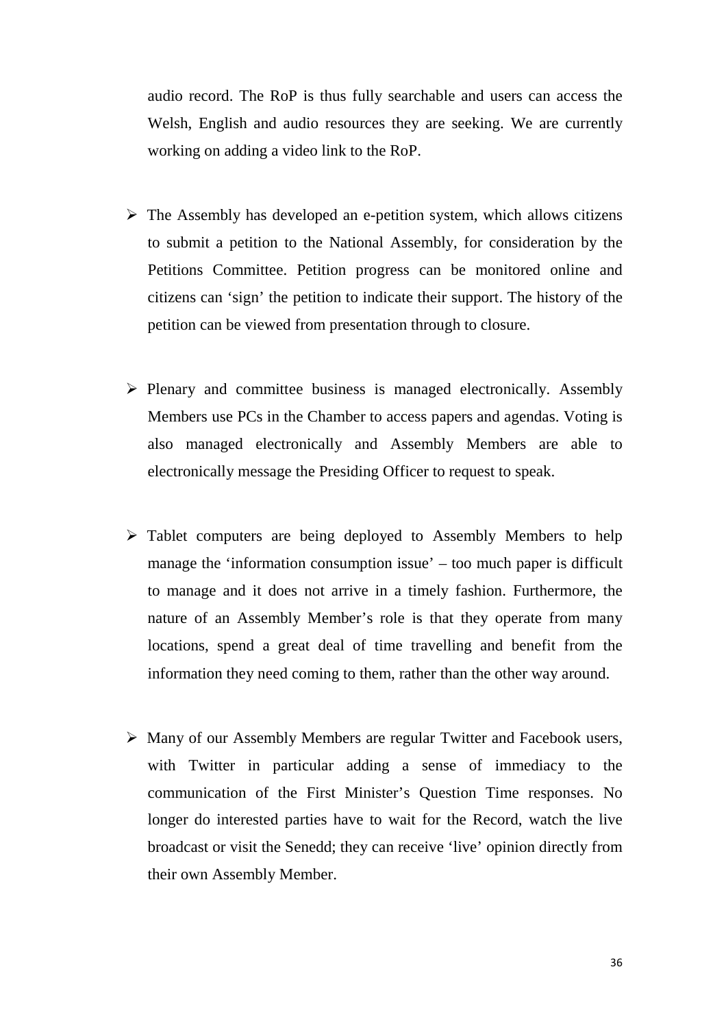audio record. The RoP is thus fully searchable and users can access the Welsh, English and audio resources they are seeking. We are currently working on adding a video link to the RoP.

- The Assembly has developed an e-petition system, which allows citizens to submit a petition to the National Assembly, for consideration by the Petitions Committee. Petition progress can be monitored online and citizens can 'sign' the petition to indicate their support. The history of the petition can be viewed from presentation through to closure.

- Plenary and committee business is managed electronically. Assembly Members use PCs in the Chamber to access papers and agendas. Voting is also managed electronically and Assembly Members are able to electronically message the Presiding Officer to request to speak.

- Tablet computers are being deployed to Assembly Members to help manage the 'information consumption issue' – too much paper is difficult to manage and it does not arrive in a timely fashion. Furthermore, the nature of an Assembly Member's role is that they operate from many locations, spend a great deal of time travelling and benefit from the information they need coming to them, rather than the other way around.

- Many of our Assembly Members are regular Twitter and Facebook users, with Twitter in particular adding a sense of immediacy to the communication of the First Minister's Question Time responses. No longer do interested parties have to wait for the Record, watch the live broadcast or visit the Senedd; they can receive 'live' opinion directly from their own Assembly Member.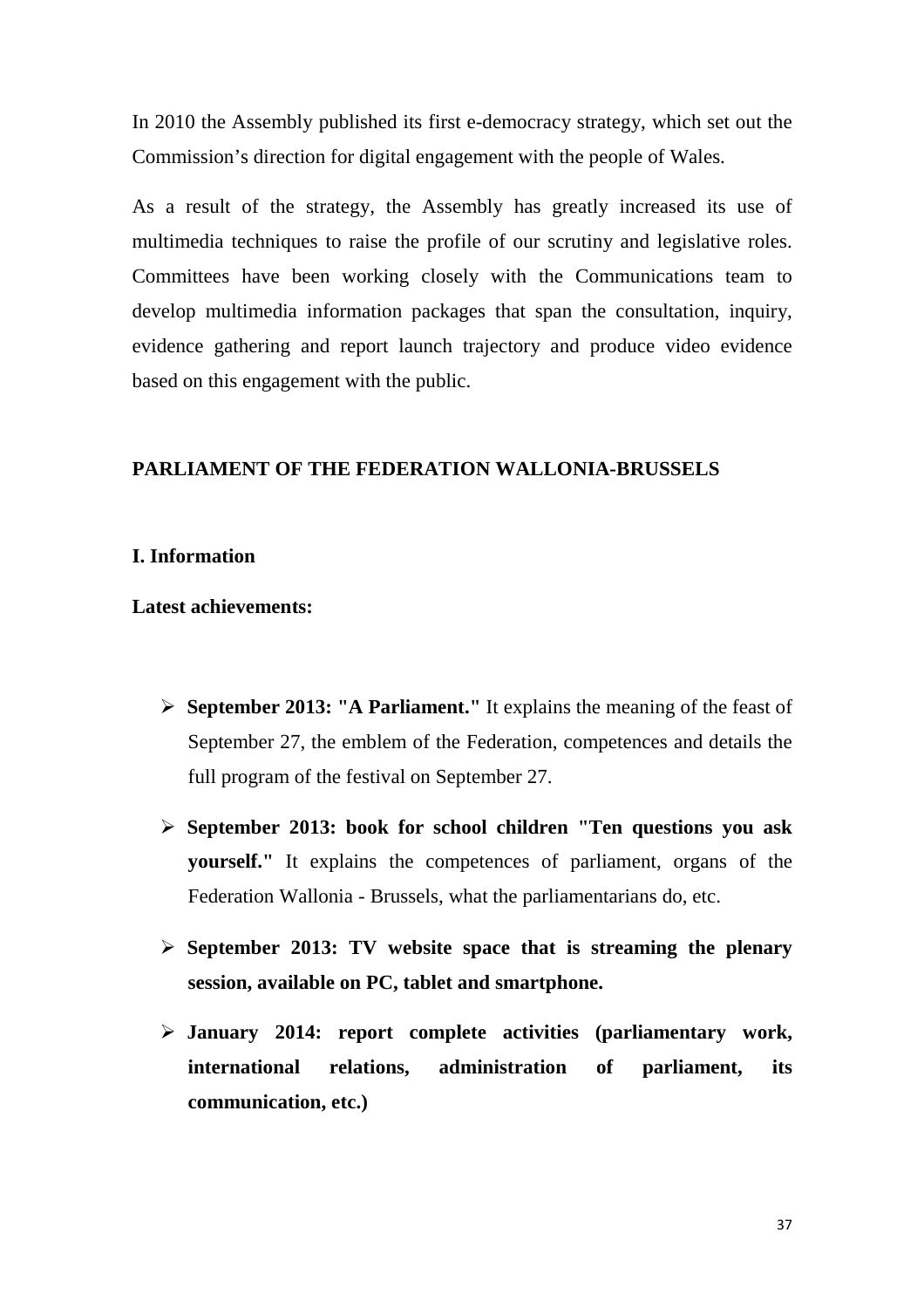In 2010 the Assembly published its first e-democracy strategy, which set out the Commission's direction for digital engagement with the people of Wales.

As a result of the strategy, the Assembly has greatly increased its use of multimedia techniques to raise the profile of our scrutiny and legislative roles. Committees have been working closely with the Communications team to develop multimedia information packages that span the consultation, inquiry, evidence gathering and report launch trajectory and produce video evidence based on this engagement with the public.

## PARLIAMENT OF THE FEDERATION WALLONIA-BRUSSELS

### I. Information

**Latest achievements:**

- **September 2013: "A Parliament."** It explains the meaning of the feast of September 27, the emblem of the Federation, competences and details the full program of the festival on September 27.
- **September 2013: book for school children "Ten questions you ask yourself."** It explains the competences of parliament, organs of the Federation Wallonia - Brussels, what the parliamentarians do, etc.
- **September 2013: TV website space that is streaming the plenary session, available on PC, tablet and smartphone.**
- **January 2014: report complete activities (parliamentary work, international relations, administration of parliament, its communication, etc.)**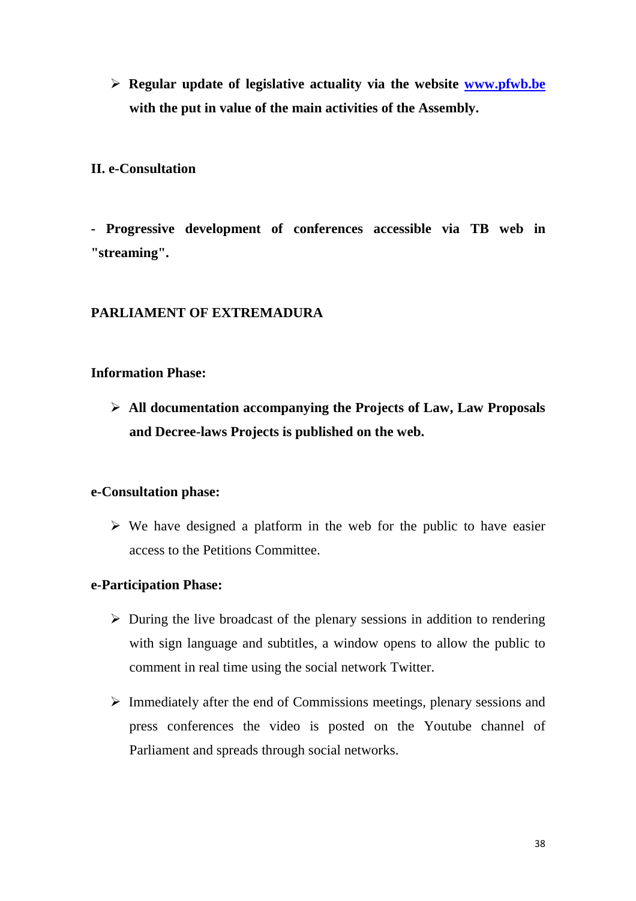- **Regular update of legislative actuality via the website [www.pfwb.be](http://www.pfwb.be) with the put in value of the main activities of the Assembly.**

**II. e-Consultation**

**- Progressive development of conferences accessible via TB web in "streaming".**

**PARLIAMENT OF EXTREMADURA**

**Information Phase:**

- **All documentation accompanying the Projects of Law, Law Proposals and Decree-laws Projects is published on the web.**

**e-Consultation phase:**

- We have designed a platform in the web for the public to have easier access to the Petitions Committee.

**e-Participation Phase:**

- During the live broadcast of the plenary sessions in addition to rendering with sign language and subtitles, a window opens to allow the public to comment in real time using the social network Twitter.
- Immediately after the end of Commissions meetings, plenary sessions and press conferences the video is posted on the Youtube channel of Parliament and spreads through social networks.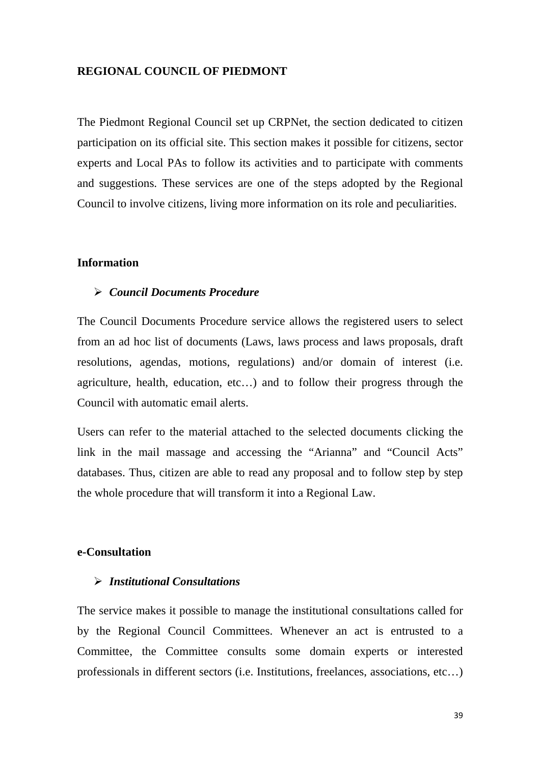**REGIONAL COUNCIL OF PIEDMONT**

The Piedmont Regional Council set up CRPNet, the section dedicated to citizen participation on its official site. This section makes it possible for citizens, sector experts and Local PAs to follow its activities and to participate with comments and suggestions. These services are one of the steps adopted by the Regional Council to involve citizens, living more information on its role and peculiarities.

**Information**

- ***Council Documents Procedure***

The Council Documents Procedure service allows the registered users to select from an ad hoc list of documents (Laws, laws process and laws proposals, draft resolutions, agendas, motions, regulations) and/or domain of interest (i.e. agriculture, health, education, etc…) and to follow their progress through the Council with automatic email alerts.

Users can refer to the material attached to the selected documents clicking the link in the mail massage and accessing the "Arianna" and "Council Acts" databases. Thus, citizen are able to read any proposal and to follow step by step the whole procedure that will transform it into a Regional Law.

**e-Consultation**

- ***Institutional Consultations***

The service makes it possible to manage the institutional consultations called for by the Regional Council Committees. Whenever an act is entrusted to a Committee, the Committee consults some domain experts or interested professionals in different sectors (i.e. Institutions, freelances, associations, etc…)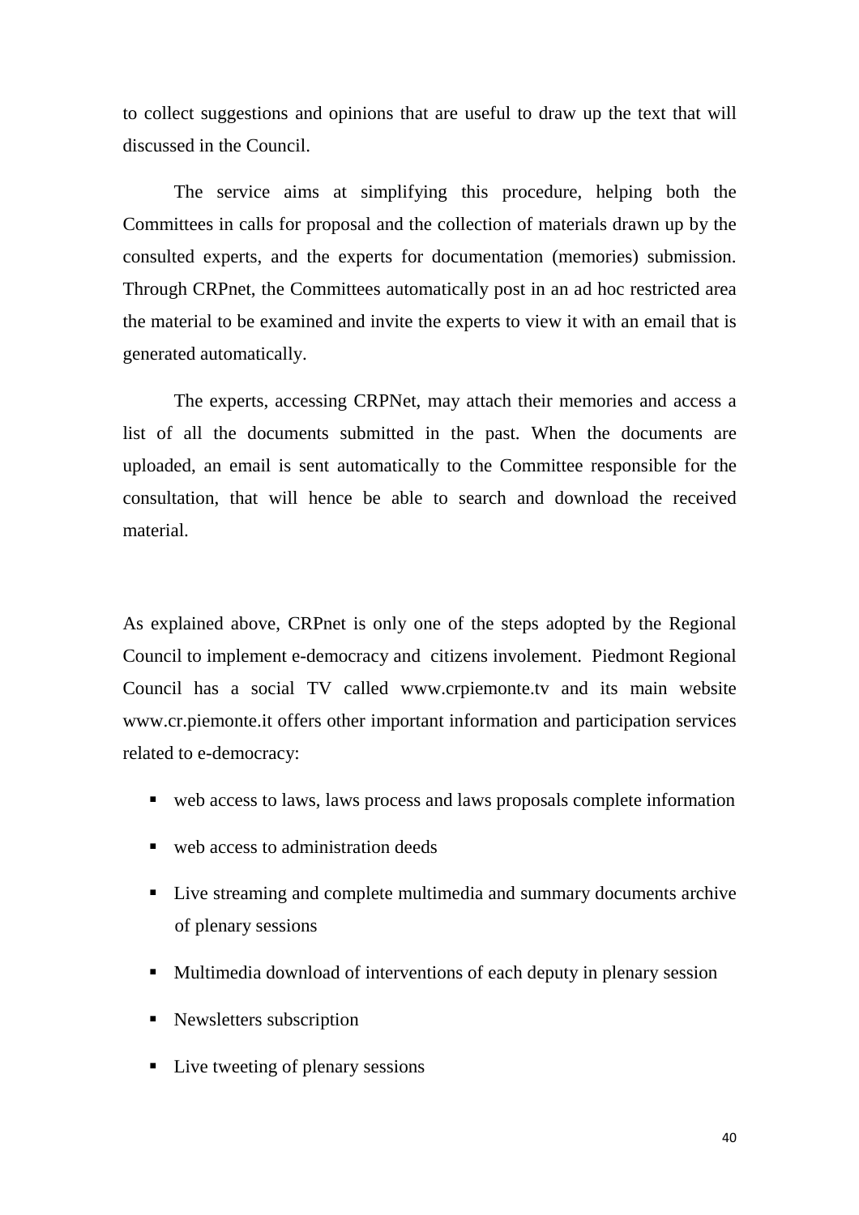to collect suggestions and opinions that are useful to draw up the text that will discussed in the Council.

The service aims at simplifying this procedure, helping both the Committees in calls for proposal and the collection of materials drawn up by the consulted experts, and the experts for documentation (memories) submission. Through CRPnet, the Committees automatically post in an ad hoc restricted area the material to be examined and invite the experts to view it with an email that is generated automatically.

The experts, accessing CRPNet, may attach their memories and access a list of all the documents submitted in the past. When the documents are uploaded, an email is sent automatically to the Committee responsible for the consultation, that will hence be able to search and download the received material.

As explained above, CRPnet is only one of the steps adopted by the Regional Council to implement e-democracy and citizens involement. Piedmont Regional Council has a social TV called www.crpiemonte.tv and its main website www.cr.piemonte.it offers other important information and participation services related to e-democracy:

- web access to laws, laws process and laws proposals complete information
- web access to administration deeds
- Live streaming and complete multimedia and summary documents archive of plenary sessions
- Multimedia download of interventions of each deputy in plenary session
- Newsletters subscription
- Live tweeting of plenary sessions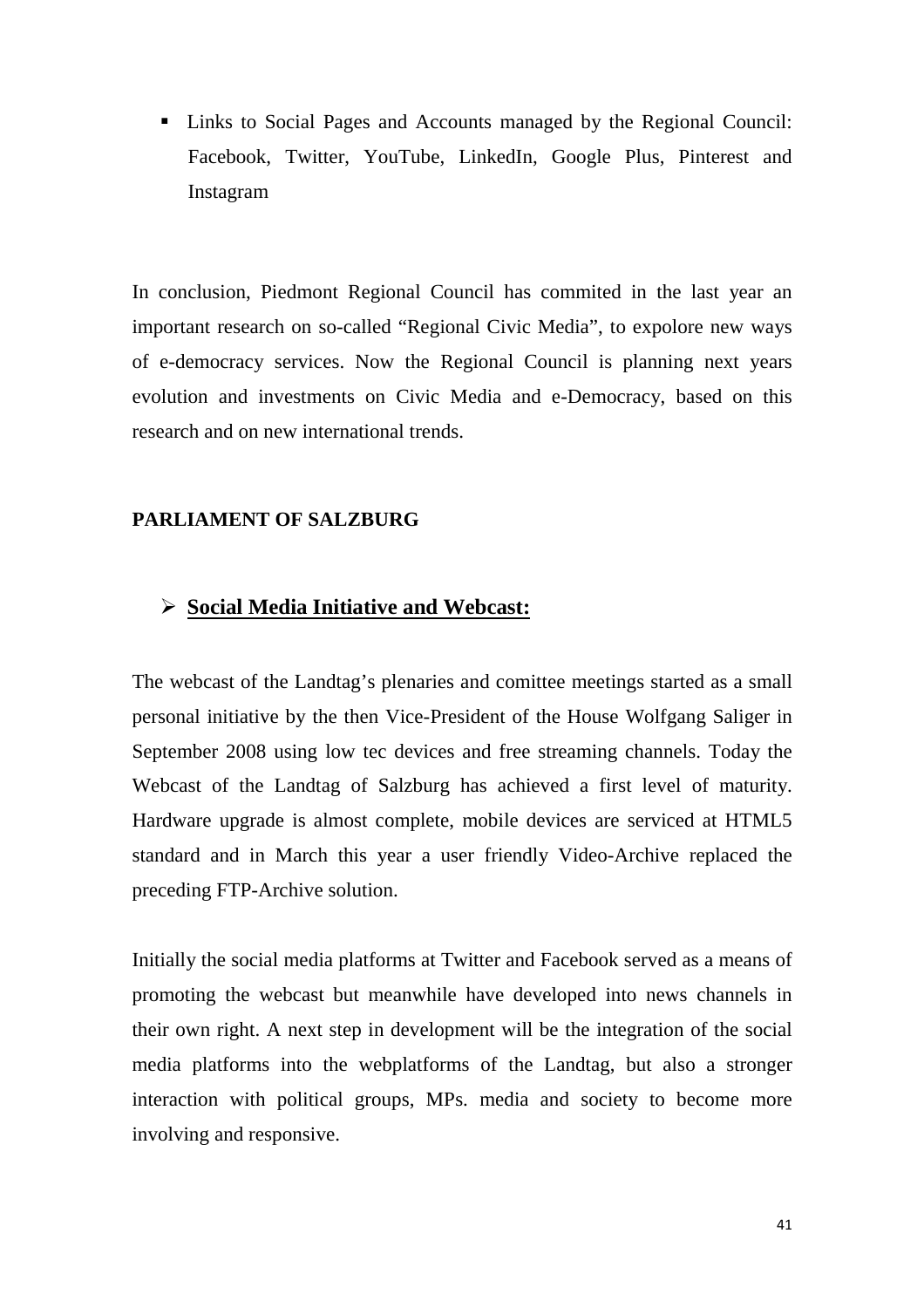- Links to Social Pages and Accounts managed by the Regional Council: Facebook, Twitter, YouTube, LinkedIn, Google Plus, Pinterest and Instagram

In conclusion, Piedmont Regional Council has commited in the last year an important research on so-called "Regional Civic Media", to expolore new ways of e-democracy services. Now the Regional Council is planning next years evolution and investments on Civic Media and e-Democracy, based on this research and on new international trends.

**PARLIAMENT OF SALZBURG**

- **Social Media Initiative and Webcast:**

The webcast of the Landtag's plenaries and comittee meetings started as a small personal initiative by the then Vice-President of the House Wolfgang Saliger in September 2008 using low tec devices and free streaming channels. Today the Webcast of the Landtag of Salzburg has achieved a first level of maturity. Hardware upgrade is almost complete, mobile devices are serviced at HTML5 standard and in March this year a user friendly Video-Archive replaced the preceding FTP-Archive solution.

Initially the social media platforms at Twitter and Facebook served as a means of promoting the webcast but meanwhile have developed into news channels in their own right. A next step in development will be the integration of the social media platforms into the webplatforms of the Landtag, but also a stronger interaction with political groups, MPs. media and society to become more involving and responsive.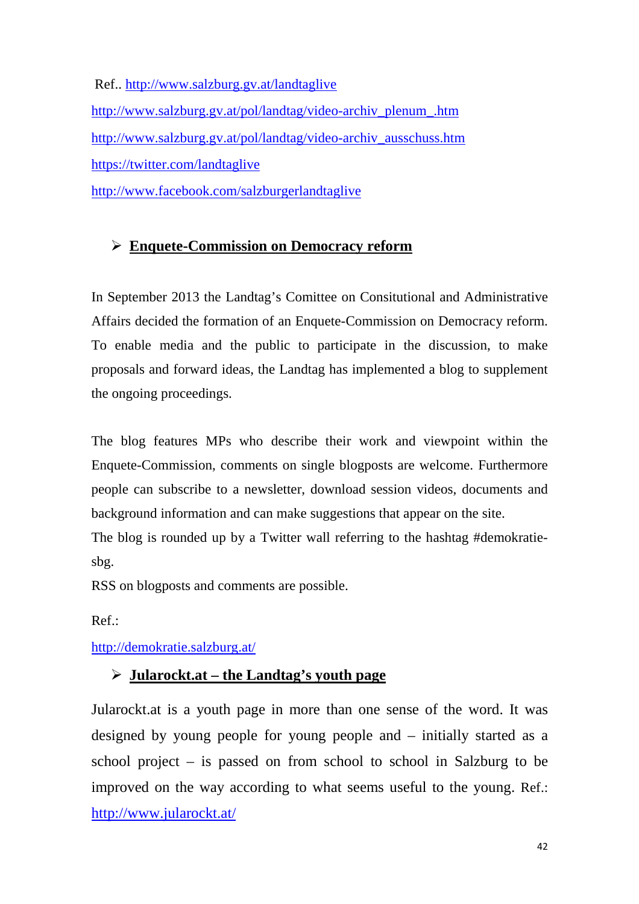Ref.. http://www.salzburg.gv.at/landtaglive

http://www.salzburg.gv.at/pol/landtag/video-archiv_plenum_.htm

http://www.salzburg.gv.at/pol/landtag/video-archiv_ausschuss.htm

https://twitter.com/landtaglive

http://www.facebook.com/salzburgerlandtaglive

- **Enquete-Commission on Democracy reform**

In September 2013 the Landtag's Comittee on Consitutional and Administrative Affairs decided the formation of an Enquete-Commission on Democracy reform. To enable media and the public to participate in the discussion, to make proposals and forward ideas, the Landtag has implemented a blog to supplement the ongoing proceedings.

The blog features MPs who describe their work and viewpoint within the Enquete-Commission, comments on single blogposts are welcome. Furthermore people can subscribe to a newsletter, download session videos, documents and background information and can make suggestions that appear on the site.

The blog is rounded up by a Twitter wall referring to the hashtag #demokratie-sbg.

RSS on blogposts and comments are possible.

Ref.:

http://demokratie.salzburg.at/

- **Jularockt.at – the Landtag's youth page**

Jularockt.at is a youth page in more than one sense of the word. It was designed by young people for young people and – initially started as a school project – is passed on from school to school in Salzburg to be improved on the way according to what seems useful to the young. Ref.: http://www.jularockt.at/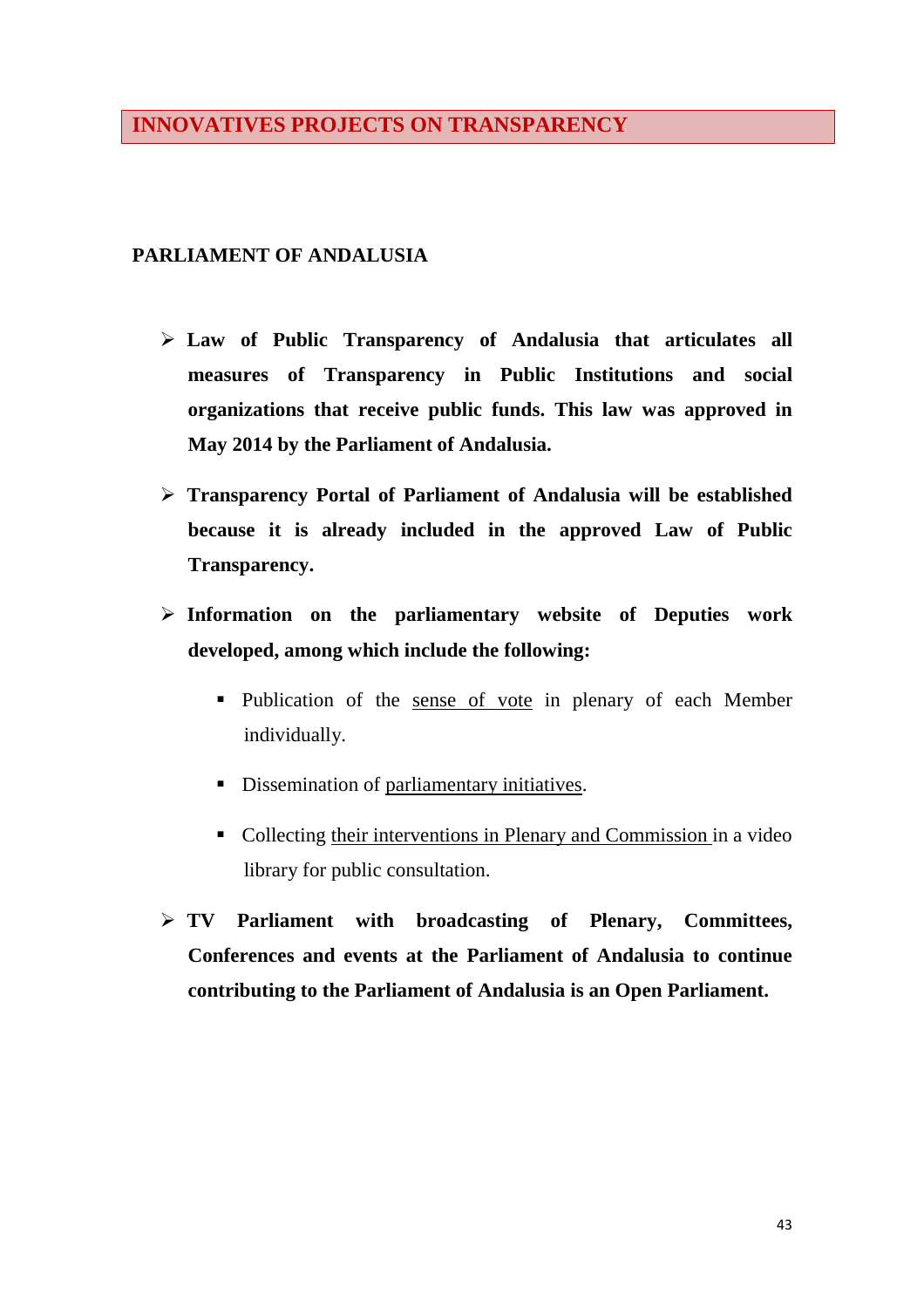# INNOVATIVES PROJECTS ON TRANSPARENCY

## PARLIAMENT OF ANDALUSIA

- **Law of Public Transparency of Andalusia that articulates all measures of Transparency in Public Institutions and social organizations that receive public funds. This law was approved in May 2014 by the Parliament of Andalusia.**

- **Transparency Portal of Parliament of Andalusia will be established because it is already included in the approved Law of Public Transparency.**

- **Information on the parliamentary website of Deputies work developed, among which include the following:**

  - Publication of the sense of vote in plenary of each Member individually.

  - Dissemination of parliamentary initiatives.

  - Collecting their interventions in Plenary and Commission in a video library for public consultation.

- **TV Parliament with broadcasting of Plenary, Committees, Conferences and events at the Parliament of Andalusia to continue contributing to the Parliament of Andalusia is an Open Parliament.**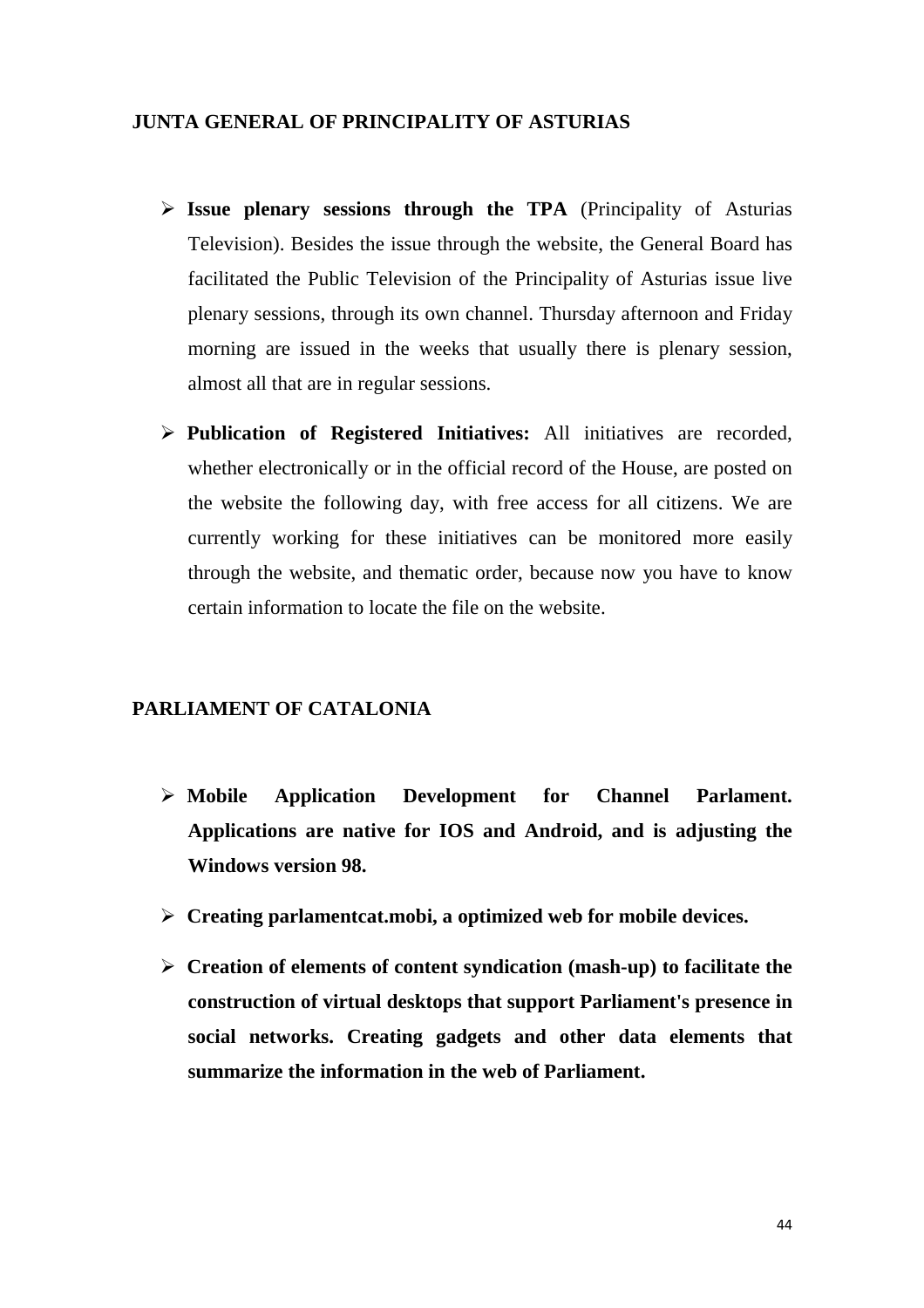## JUNTA GENERAL OF PRINCIPALITY OF ASTURIAS

- **Issue plenary sessions through the TPA** (Principality of Asturias Television). Besides the issue through the website, the General Board has facilitated the Public Television of the Principality of Asturias issue live plenary sessions, through its own channel. Thursday afternoon and Friday morning are issued in the weeks that usually there is plenary session, almost all that are in regular sessions.
- **Publication of Registered Initiatives:** All initiatives are recorded, whether electronically or in the official record of the House, are posted on the website the following day, with free access for all citizens. We are currently working for these initiatives can be monitored more easily through the website, and thematic order, because now you have to know certain information to locate the file on the website.

## PARLIAMENT OF CATALONIA

- **Mobile Application Development for Channel Parlament. Applications are native for IOS and Android, and is adjusting the Windows version 98.**
- **Creating parlamentcat.mobi, a optimized web for mobile devices.**
- **Creation of elements of content syndication (mash-up) to facilitate the construction of virtual desktops that support Parliament's presence in social networks. Creating gadgets and other data elements that summarize the information in the web of Parliament.**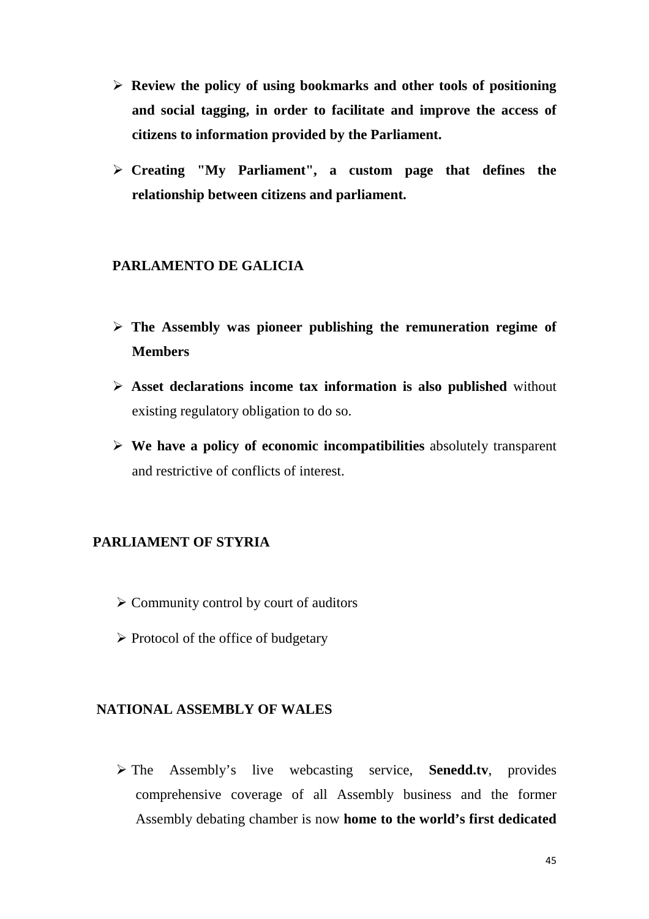- **Review the policy of using bookmarks and other tools of positioning and social tagging, in order to facilitate and improve the access of citizens to information provided by the Parliament.**
- **Creating "My Parliament", a custom page that defines the relationship between citizens and parliament.**

## PARLAMENTO DE GALICIA

- **The Assembly was pioneer publishing the remuneration regime of Members**
- **Asset declarations income tax information is also published** without existing regulatory obligation to do so.
- **We have a policy of economic incompatibilities** absolutely transparent and restrictive of conflicts of interest.

## PARLIAMENT OF STYRIA

- Community control by court of auditors
- Protocol of the office of budgetary

## NATIONAL ASSEMBLY OF WALES

- The Assembly's live webcasting service, **Senedd.tv**, provides comprehensive coverage of all Assembly business and the former Assembly debating chamber is now **home to the world's first dedicated**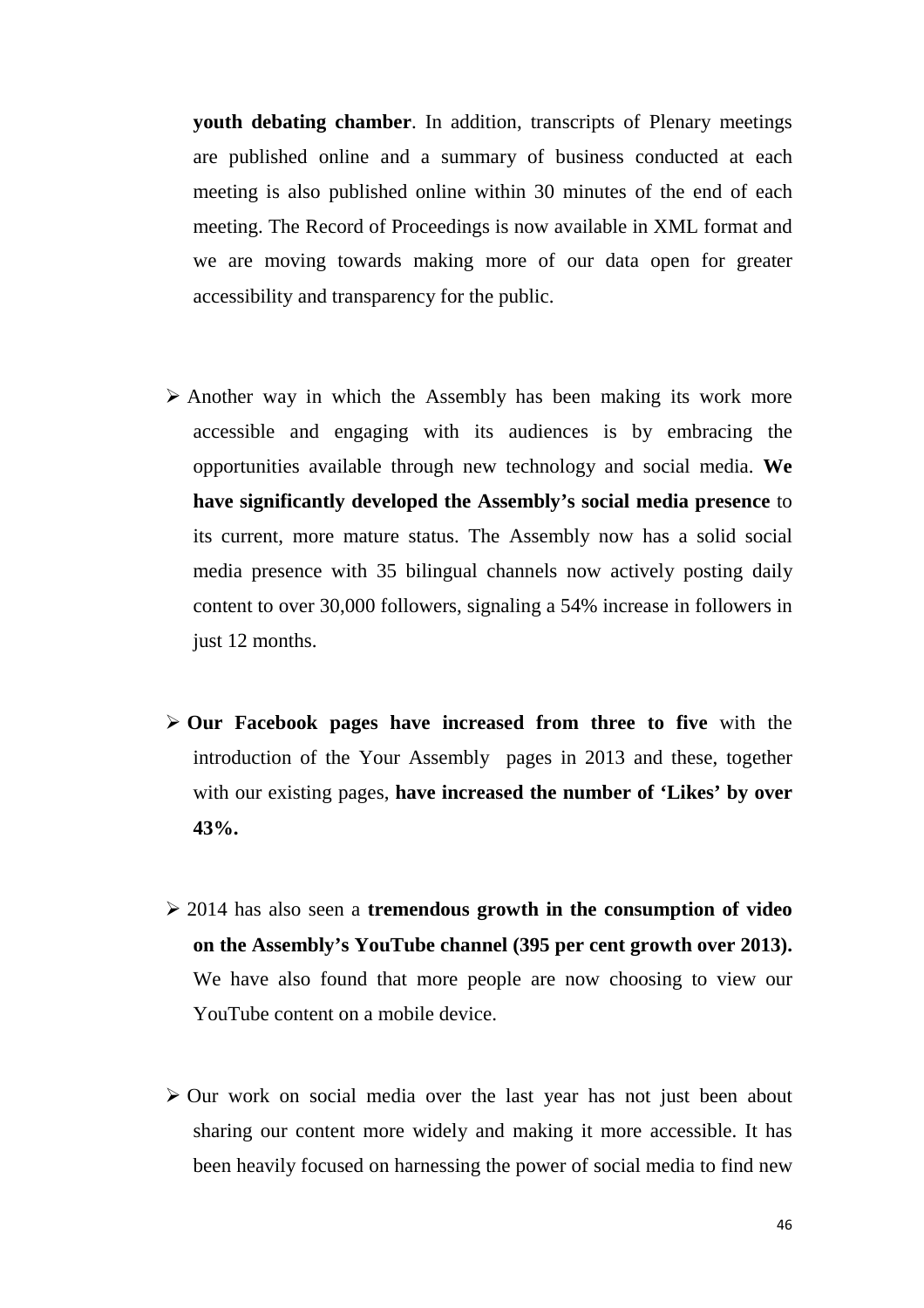**youth debating chamber**. In addition, transcripts of Plenary meetings are published online and a summary of business conducted at each meeting is also published online within 30 minutes of the end of each meeting. The Record of Proceedings is now available in XML format and we are moving towards making more of our data open for greater accessibility and transparency for the public.

- Another way in which the Assembly has been making its work more accessible and engaging with its audiences is by embracing the opportunities available through new technology and social media. **We have significantly developed the Assembly's social media presence** to its current, more mature status. The Assembly now has a solid social media presence with 35 bilingual channels now actively posting daily content to over 30,000 followers, signaling a 54% increase in followers in just 12 months.

- **Our Facebook pages have increased from three to five** with the introduction of the Your Assembly pages in 2013 and these, together with our existing pages, **have increased the number of 'Likes' by over 43%.**

- 2014 has also seen a **tremendous growth in the consumption of video on the Assembly's YouTube channel (395 per cent growth over 2013).** We have also found that more people are now choosing to view our YouTube content on a mobile device.

- Our work on social media over the last year has not just been about sharing our content more widely and making it more accessible. It has been heavily focused on harnessing the power of social media to find new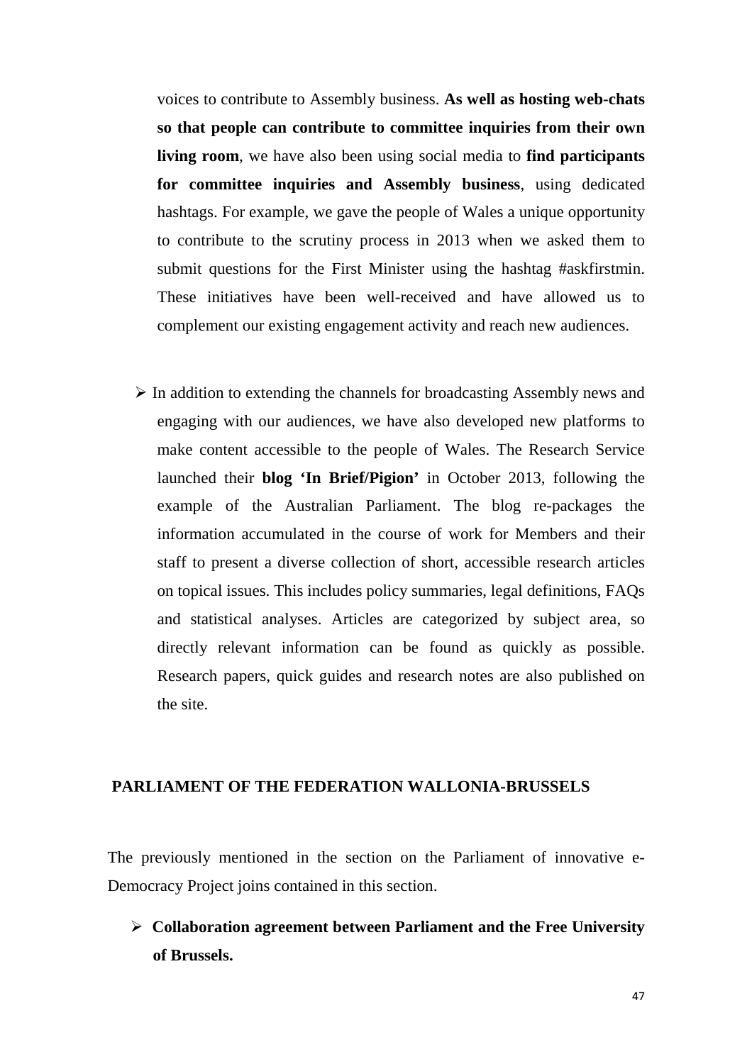voices to contribute to Assembly business. **As well as hosting web-chats so that people can contribute to committee inquiries from their own living room**, we have also been using social media to **find participants for committee inquiries and Assembly business**, using dedicated hashtags. For example, we gave the people of Wales a unique opportunity to contribute to the scrutiny process in 2013 when we asked them to submit questions for the First Minister using the hashtag #askfirstmin. These initiatives have been well-received and have allowed us to complement our existing engagement activity and reach new audiences.

- In addition to extending the channels for broadcasting Assembly news and engaging with our audiences, we have also developed new platforms to make content accessible to the people of Wales. The Research Service launched their **blog 'In Brief/Pigion'** in October 2013, following the example of the Australian Parliament. The blog re-packages the information accumulated in the course of work for Members and their staff to present a diverse collection of short, accessible research articles on topical issues. This includes policy summaries, legal definitions, FAQs and statistical analyses. Articles are categorized by subject area, so directly relevant information can be found as quickly as possible. Research papers, quick guides and research notes are also published on the site.

## PARLIAMENT OF THE FEDERATION WALLONIA-BRUSSELS

The previously mentioned in the section on the Parliament of innovative e-Democracy Project joins contained in this section.

- **Collaboration agreement between Parliament and the Free University of Brussels.**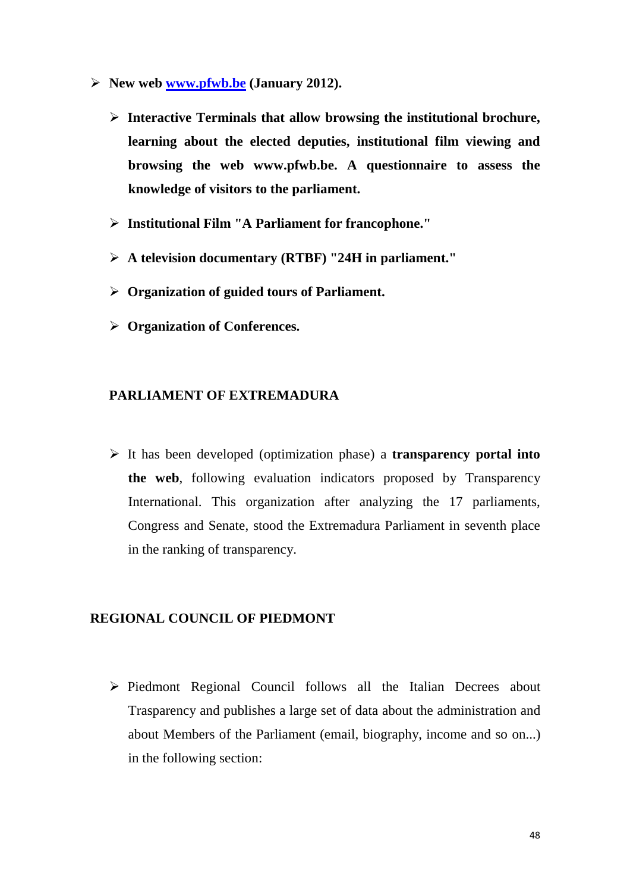- **New web [www.pfwb.be](http://www.pfwb.be) (January 2012).**
  - **Interactive Terminals that allow browsing the institutional brochure, learning about the elected deputies, institutional film viewing and browsing the web www.pfwb.be. A questionnaire to assess the knowledge of visitors to the parliament.**
  - **Institutional Film "A Parliament for francophone."**
  - **A television documentary (RTBF) "24H in parliament."**
  - **Organization of guided tours of Parliament.**
  - **Organization of Conferences.**

**PARLIAMENT OF EXTREMADURA**

- It has been developed (optimization phase) a **transparency portal into the web**, following evaluation indicators proposed by Transparency International. This organization after analyzing the 17 parliaments, Congress and Senate, stood the Extremadura Parliament in seventh place in the ranking of transparency.

**REGIONAL COUNCIL OF PIEDMONT**

- Piedmont Regional Council follows all the Italian Decrees about Trasparency and publishes a large set of data about the administration and about Members of the Parliament (email, biography, income and so on...) in the following section: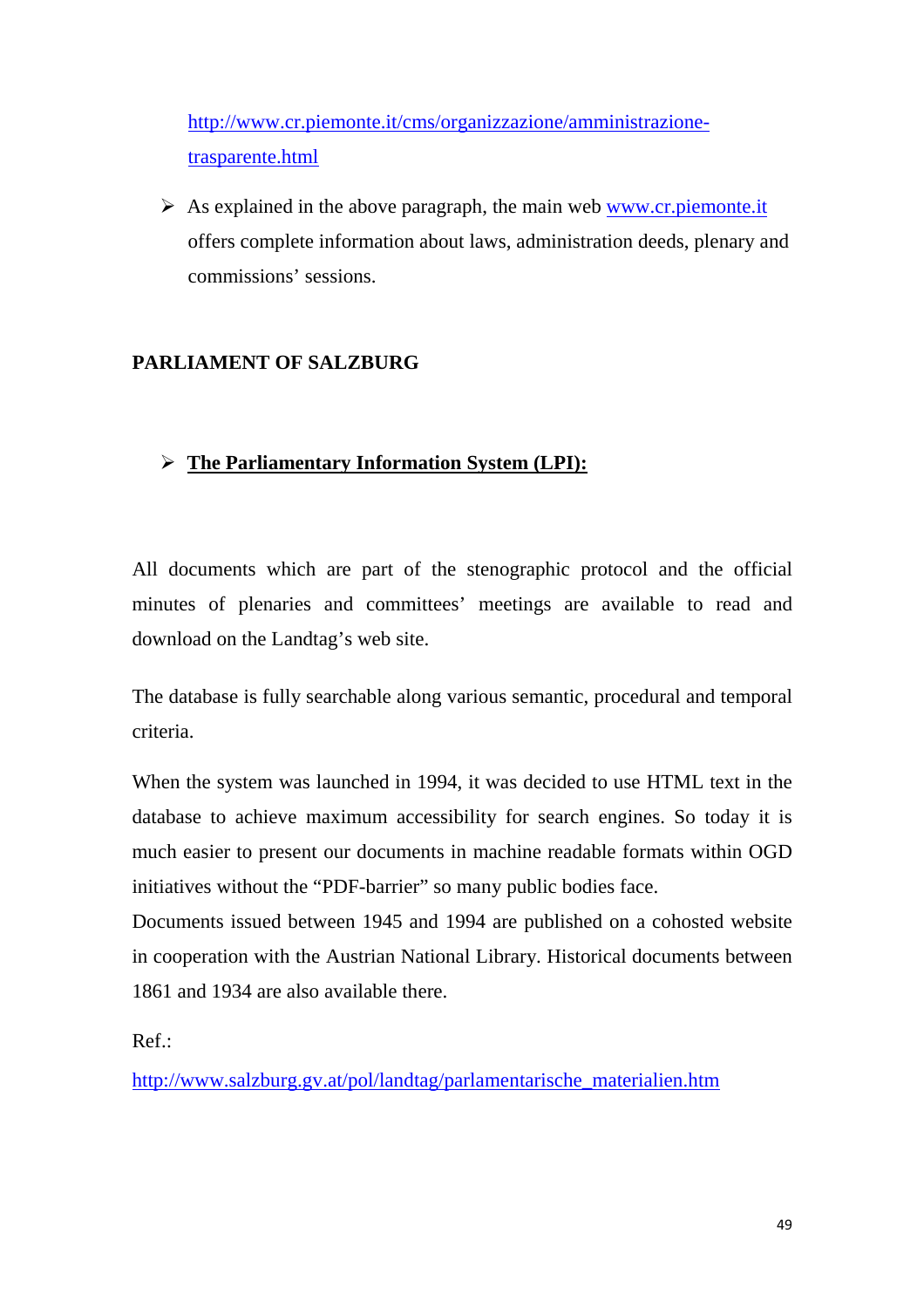http://www.cr.piemonte.it/cms/organizzazione/amministrazione-trasparente.html

- As explained in the above paragraph, the main web www.cr.piemonte.it offers complete information about laws, administration deeds, plenary and commissions' sessions.

**PARLIAMENT OF SALZBURG**

- **The Parliamentary Information System (LPI):**

All documents which are part of the stenographic protocol and the official minutes of plenaries and committees' meetings are available to read and download on the Landtag's web site.

The database is fully searchable along various semantic, procedural and temporal criteria.

When the system was launched in 1994, it was decided to use HTML text in the database to achieve maximum accessibility for search engines. So today it is much easier to present our documents in machine readable formats within OGD initiatives without the "PDF-barrier" so many public bodies face.
Documents issued between 1945 and 1994 are published on a cohosted website in cooperation with the Austrian National Library. Historical documents between 1861 and 1934 are also available there.

Ref.:

http://www.salzburg.gv.at/pol/landtag/parlamentarische_materialien.htm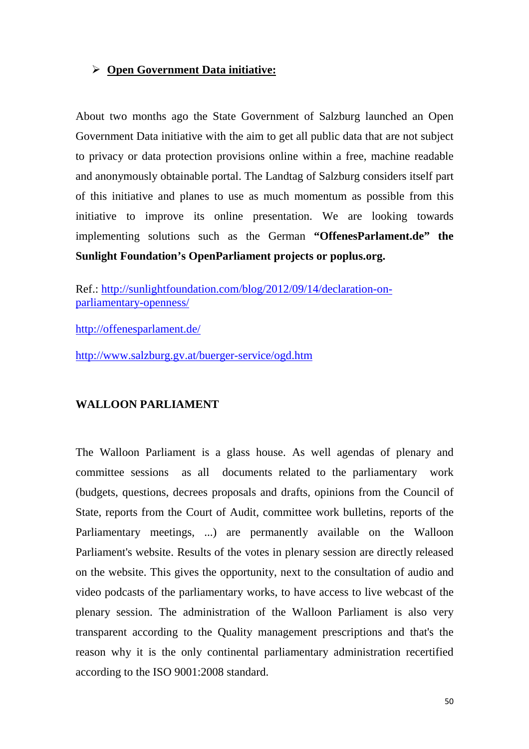- **Open Government Data initiative:**

About two months ago the State Government of Salzburg launched an Open Government Data initiative with the aim to get all public data that are not subject to privacy or data protection provisions online within a free, machine readable and anonymously obtainable portal. The Landtag of Salzburg considers itself part of this initiative and planes to use as much momentum as possible from this initiative to improve its online presentation. We are looking towards implementing solutions such as the German **"OffenesParlament.de" the Sunlight Foundation's OpenParliament projects or poplus.org.**

Ref.: [http://sunlightfoundation.com/blog/2012/09/14/declaration-on-parliamentary-openness/](http://sunlightfoundation.com/blog/2012/09/14/declaration-on-parliamentary-openness/)

[http://offenesparlament.de/](http://offenesparlament.de/)

[http://www.salzburg.gv.at/buerger-service/ogd.htm](http://www.salzburg.gv.at/buerger-service/ogd.htm)

**WALLOON PARLIAMENT**

The Walloon Parliament is a glass house. As well agendas of plenary and committee sessions as all documents related to the parliamentary work (budgets, questions, decrees proposals and drafts, opinions from the Council of State, reports from the Court of Audit, committee work bulletins, reports of the Parliamentary meetings, ...) are permanently available on the Walloon Parliament's website. Results of the votes in plenary session are directly released on the website. This gives the opportunity, next to the consultation of audio and video podcasts of the parliamentary works, to have access to live webcast of the plenary session. The administration of the Walloon Parliament is also very transparent according to the Quality management prescriptions and that's the reason why it is the only continental parliamentary administration recertified according to the ISO 9001:2008 standard.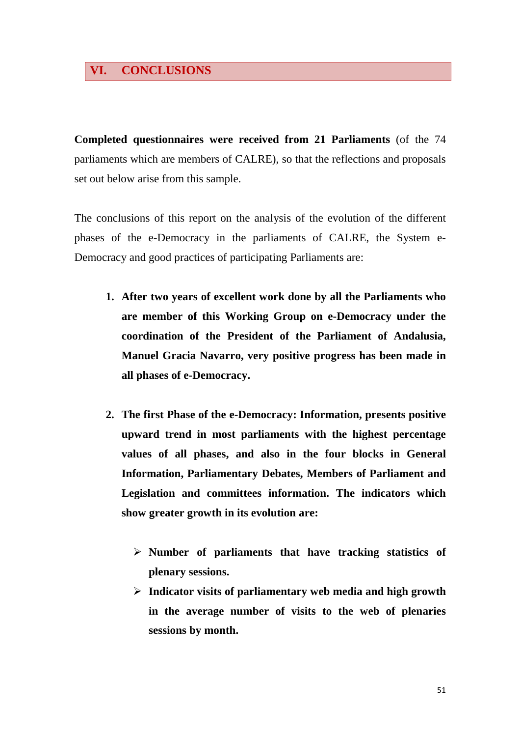# VI. CONCLUSIONS

**Completed questionnaires were received from 21 Parliaments** (of the 74 parliaments which are members of CALRE), so that the reflections and proposals set out below arise from this sample.

The conclusions of this report on the analysis of the evolution of the different phases of the e-Democracy in the parliaments of CALRE, the System e-Democracy and good practices of participating Parliaments are:

1. **After two years of excellent work done by all the Parliaments who are member of this Working Group on e-Democracy under the coordination of the President of the Parliament of Andalusia, Manuel Gracia Navarro, very positive progress has been made in all phases of e-Democracy.**

2. **The first Phase of the e-Democracy: Information, presents positive upward trend in most parliaments with the highest percentage values of all phases, and also in the four blocks in General Information, Parliamentary Debates, Members of Parliament and Legislation and committees information. The indicators which show greater growth in its evolution are:**

   - **Number of parliaments that have tracking statistics of plenary sessions.**
   - **Indicator visits of parliamentary web media and high growth in the average number of visits to the web of plenaries sessions by month.**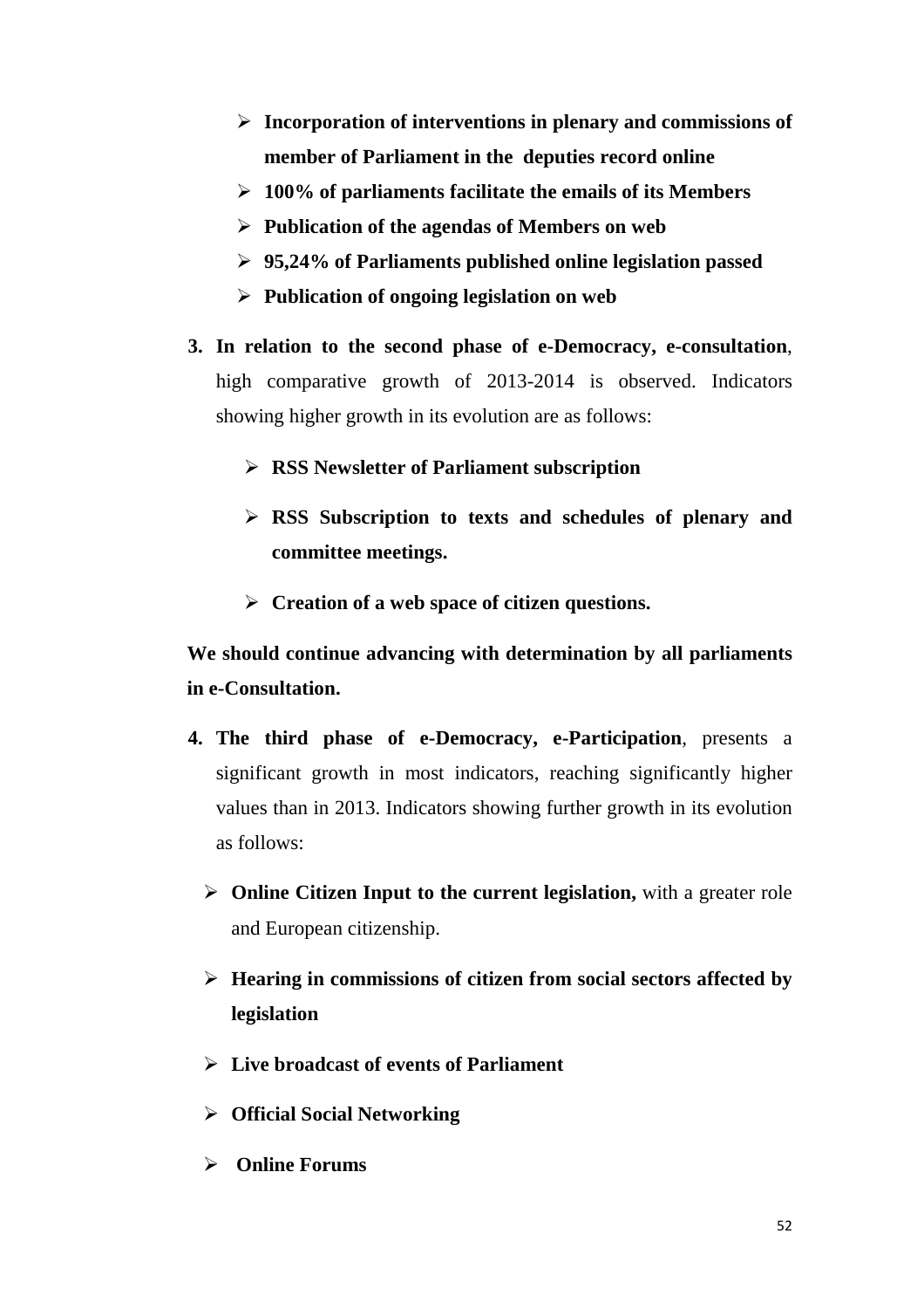- **Incorporation of interventions in plenary and commissions of member of Parliament in the deputies record online**
- **100% of parliaments facilitate the emails of its Members**
- **Publication of the agendas of Members on web**
- **95,24% of Parliaments published online legislation passed**
- **Publication of ongoing legislation on web**

3. **In relation to the second phase of e-Democracy, e-consultation**, high comparative growth of 2013-2014 is observed. Indicators showing higher growth in its evolution are as follows:

   - **RSS Newsletter of Parliament subscription**
   - **RSS Subscription to texts and schedules of plenary and committee meetings.**
   - **Creation of a web space of citizen questions.**

**We should continue advancing with determination by all parliaments in e-Consultation.**

4. **The third phase of e-Democracy, e-Participation**, presents a significant growth in most indicators, reaching significantly higher values than in 2013. Indicators showing further growth in its evolution as follows:

   - **Online Citizen Input to the current legislation,** with a greater role and European citizenship.
   - **Hearing in commissions of citizen from social sectors affected by legislation**
   - **Live broadcast of events of Parliament**
   - **Official Social Networking**
   - **Online Forums**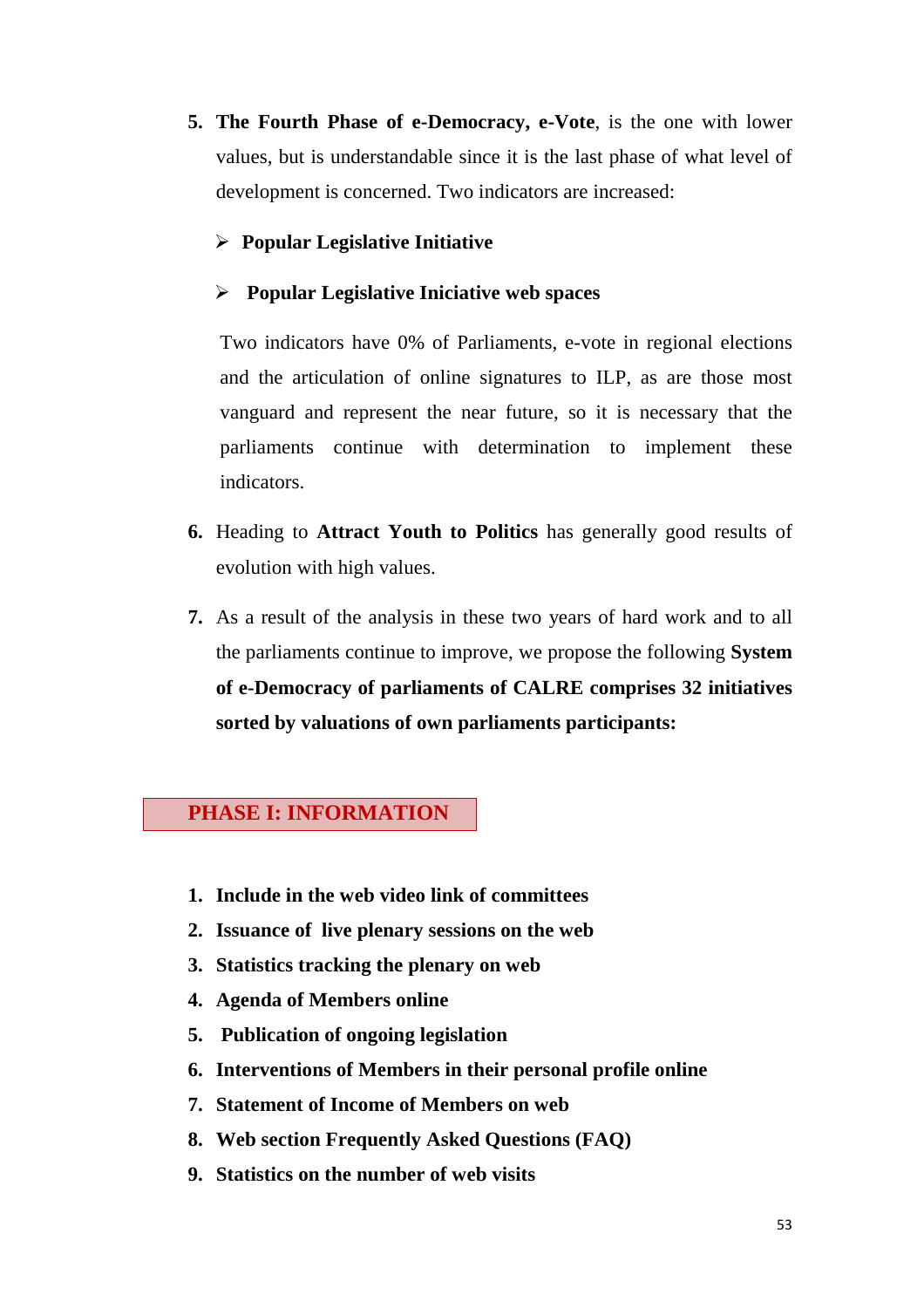5. **The Fourth Phase of e-Democracy, e-Vote**, is the one with lower values, but is understandable since it is the last phase of what level of development is concerned. Two indicators are increased:

   - **Popular Legislative Initiative**
   - **Popular Legislative Iniciative web spaces**

   Two indicators have 0% of Parliaments, e-vote in regional elections and the articulation of online signatures to ILP, as are those most vanguard and represent the near future, so it is necessary that the parliaments continue with determination to implement these indicators.

6. Heading to **Attract Youth to Politics** has generally good results of evolution with high values.

7. As a result of the analysis in these two years of hard work and to all the parliaments continue to improve, we propose the following **System of e-Democracy of parliaments of CALRE comprises 32 initiatives sorted by valuations of own parliaments participants:**

## PHASE I: INFORMATION

1. **Include in the web video link of committees**
2. **Issuance of live plenary sessions on the web**
3. **Statistics tracking the plenary on web**
4. **Agenda of Members online**
5. **Publication of ongoing legislation**
6. **Interventions of Members in their personal profile online**
7. **Statement of Income of Members on web**
8. **Web section Frequently Asked Questions (FAQ)**
9. **Statistics on the number of web visits**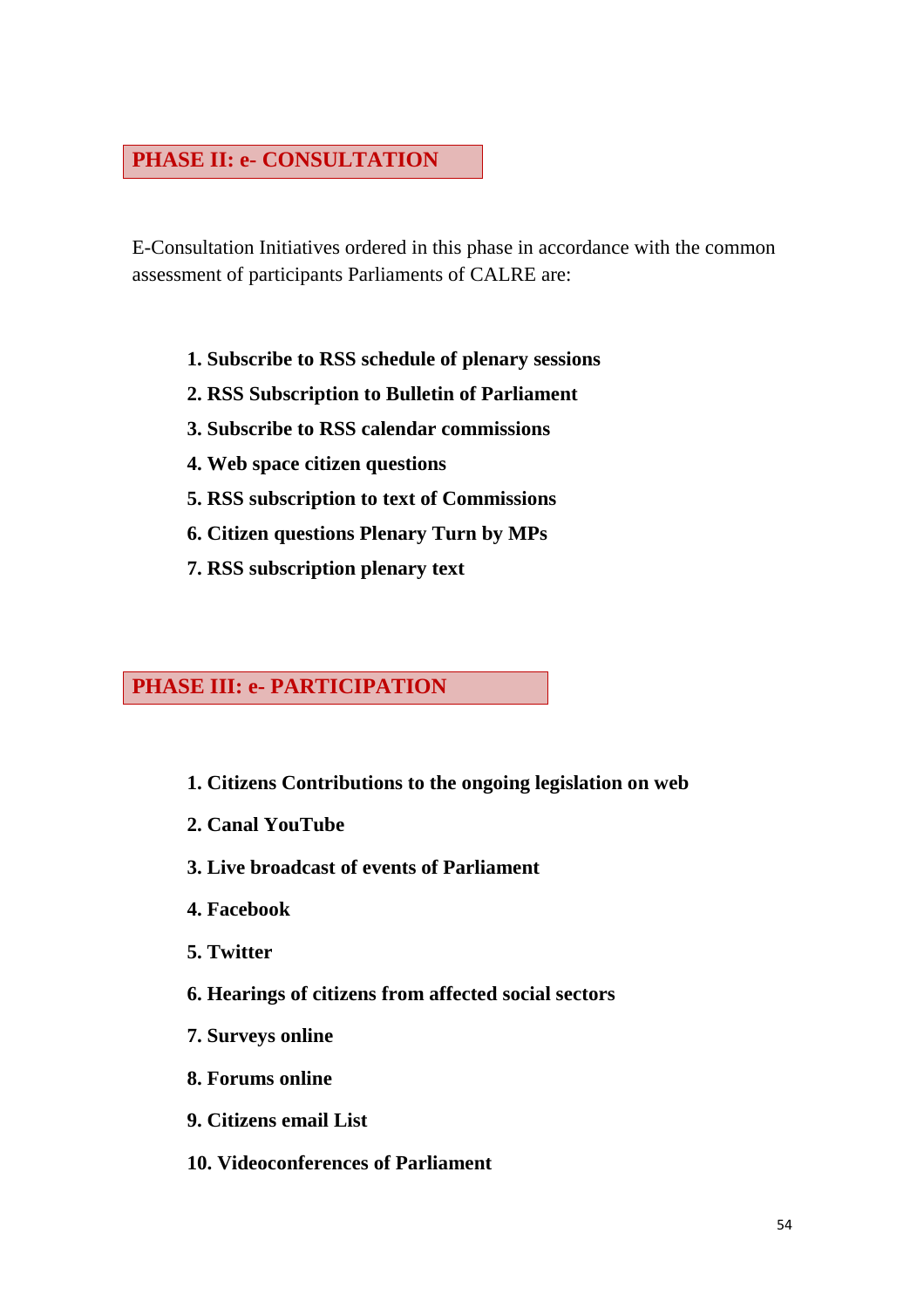## PHASE II: e- CONSULTATION

E-Consultation Initiatives ordered in this phase in accordance with the common assessment of participants Parliaments of CALRE are:

1. **Subscribe to RSS schedule of plenary sessions**
2. **RSS Subscription to Bulletin of Parliament**
3. **Subscribe to RSS calendar commissions**
4. **Web space citizen questions**
5. **RSS subscription to text of Commissions**
6. **Citizen questions Plenary Turn by MPs**
7. **RSS subscription plenary text**

## PHASE III: e- PARTICIPATION

1. **Citizens Contributions to the ongoing legislation on web**
2. **Canal YouTube**
3. **Live broadcast of events of Parliament**
4. **Facebook**
5. **Twitter**
6. **Hearings of citizens from affected social sectors**
7. **Surveys online**
8. **Forums online**
9. **Citizens email List**
10. **Videoconferences of Parliament**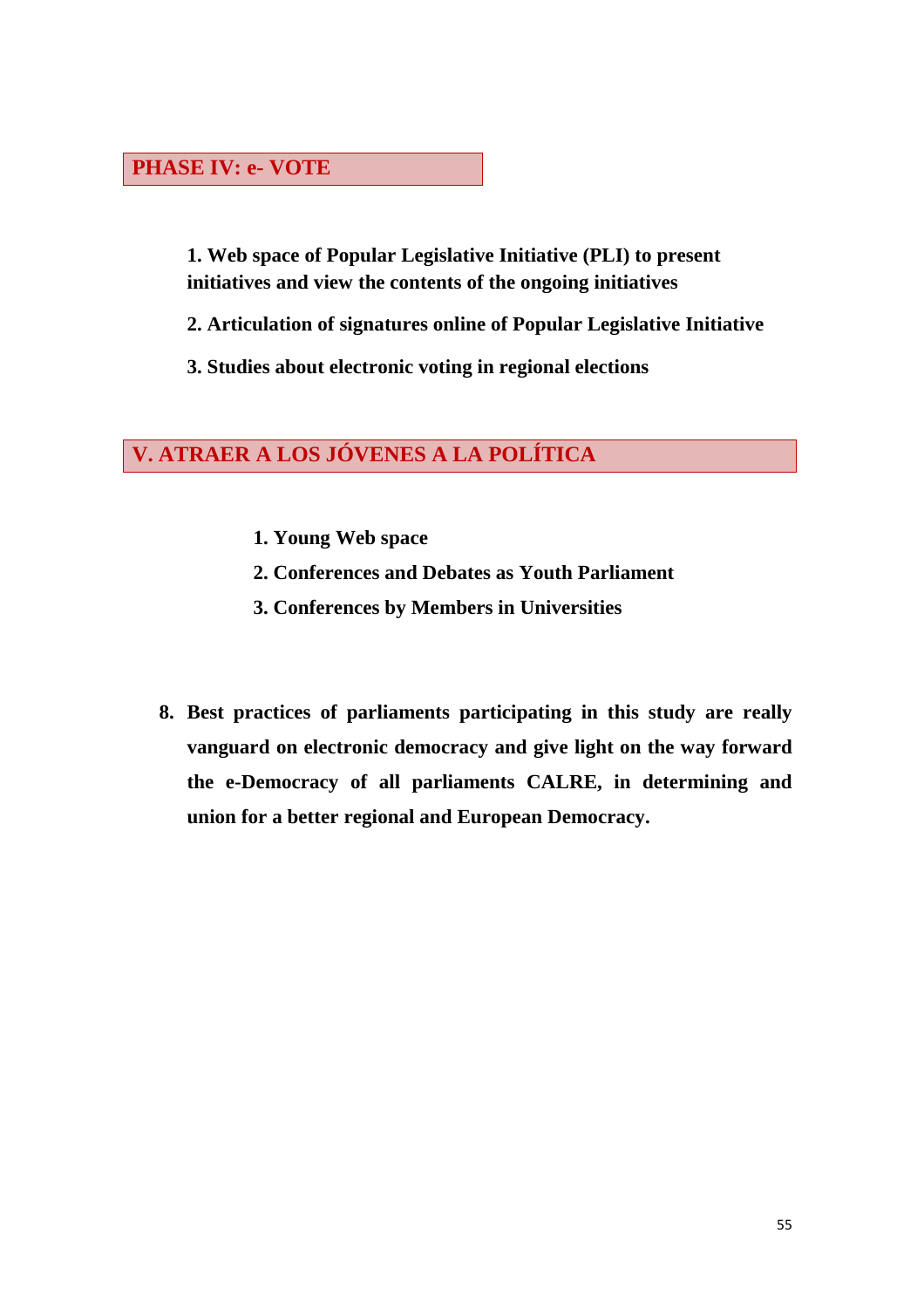## PHASE IV: e- VOTE

1. **Web space of Popular Legislative Initiative (PLI) to present initiatives and view the contents of the ongoing initiatives**
2. **Articulation of signatures online of Popular Legislative Initiative**
3. **Studies about electronic voting in regional elections**

## V. ATRAER A LOS JÓVENES A LA POLÍTICA

1. **Young Web space**
2. **Conferences and Debates as Youth Parliament**
3. **Conferences by Members in Universities**

8. **Best practices of parliaments participating in this study are really vanguard on electronic democracy and give light on the way forward the e-Democracy of all parliaments CALRE, in determining and union for a better regional and European Democracy.**